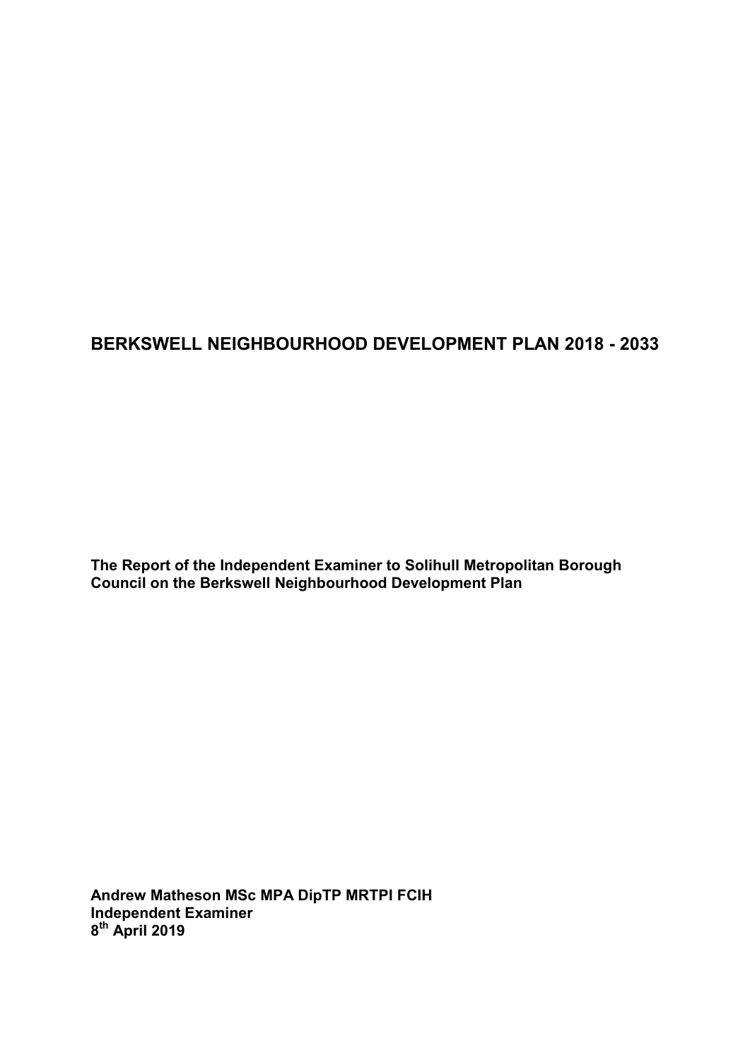# BERKSWELL NEIGHBOURHOOD DEVELOPMENT PLAN 2018 - 2033

**The Report of the Independent Examiner to Solihull Metropolitan Borough Council on the Berkswell Neighbourhood Development Plan**

**Andrew Matheson MSc MPA DipTP MRTPI FCIH**
**Independent Examiner**
**8th April 2019**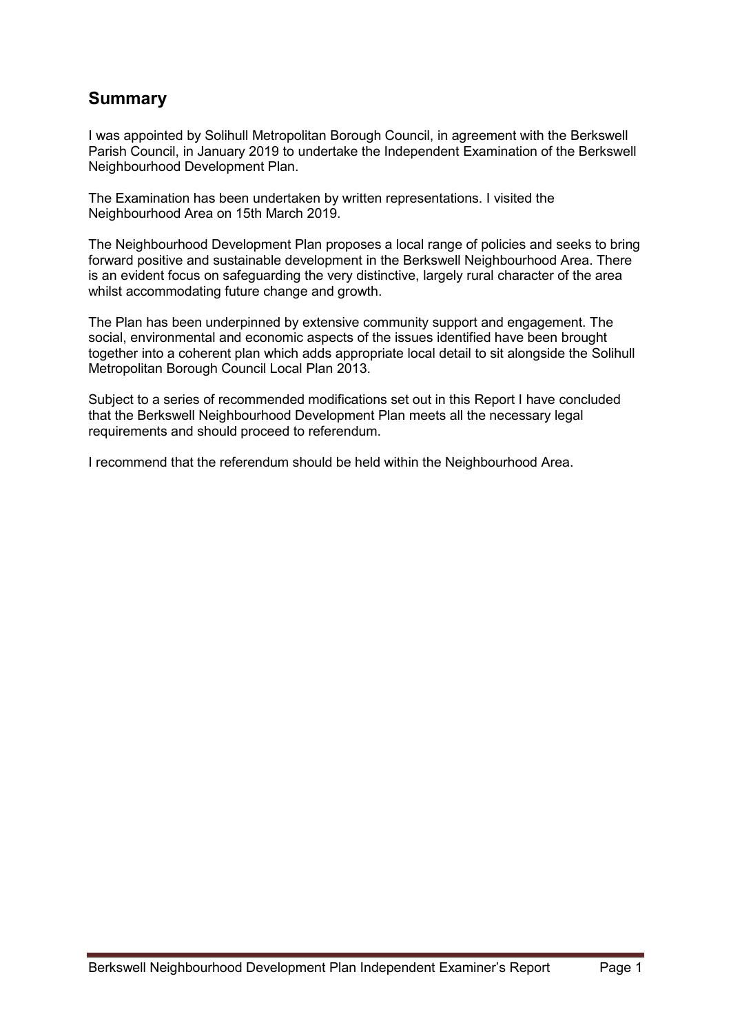## Summary

I was appointed by Solihull Metropolitan Borough Council, in agreement with the Berkswell Parish Council, in January 2019 to undertake the Independent Examination of the Berkswell Neighbourhood Development Plan.

The Examination has been undertaken by written representations. I visited the Neighbourhood Area on 15th March 2019.

The Neighbourhood Development Plan proposes a local range of policies and seeks to bring forward positive and sustainable development in the Berkswell Neighbourhood Area. There is an evident focus on safeguarding the very distinctive, largely rural character of the area whilst accommodating future change and growth.

The Plan has been underpinned by extensive community support and engagement. The social, environmental and economic aspects of the issues identified have been brought together into a coherent plan which adds appropriate local detail to sit alongside the Solihull Metropolitan Borough Council Local Plan 2013.

Subject to a series of recommended modifications set out in this Report I have concluded that the Berkswell Neighbourhood Development Plan meets all the necessary legal requirements and should proceed to referendum.

I recommend that the referendum should be held within the Neighbourhood Area.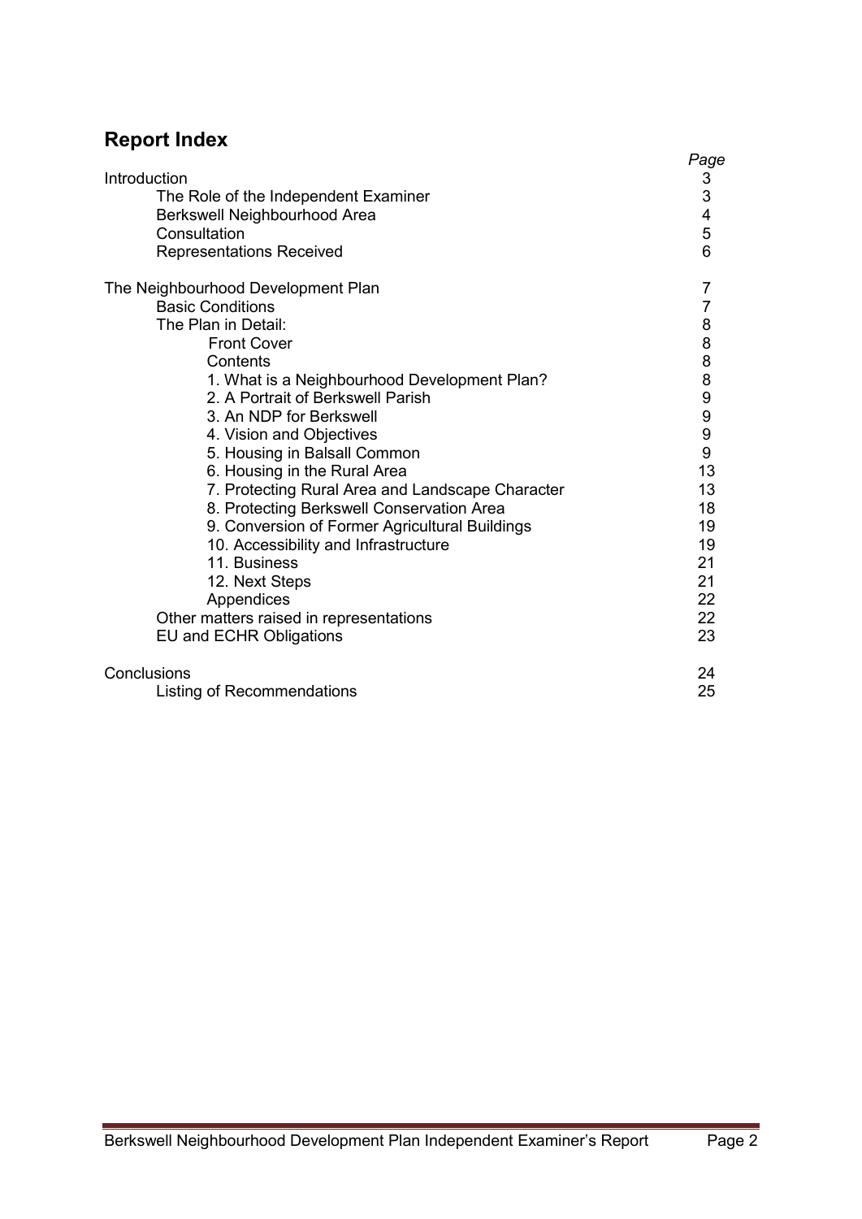## Report Index

| | Page |
|---|---|
| Introduction | 3 |
| The Role of the Independent Examiner | 3 |
| Berkswell Neighbourhood Area | 4 |
| Consultation | 5 |
| Representations Received | 6 |
| | |
| The Neighbourhood Development Plan | 7 |
| Basic Conditions | 7 |
| The Plan in Detail: | 8 |
| Front Cover | 8 |
| Contents | 8 |
| 1. What is a Neighbourhood Development Plan? | 8 |
| 2. A Portrait of Berkswell Parish | 9 |
| 3. An NDP for Berkswell | 9 |
| 4. Vision and Objectives | 9 |
| 5. Housing in Balsall Common | 9 |
| 6. Housing in the Rural Area | 13 |
| 7. Protecting Rural Area and Landscape Character | 13 |
| 8. Protecting Berkswell Conservation Area | 18 |
| 9. Conversion of Former Agricultural Buildings | 19 |
| 10. Accessibility and Infrastructure | 19 |
| 11. Business | 21 |
| 12. Next Steps | 21 |
| Appendices | 22 |
| Other matters raised in representations | 22 |
| EU and ECHR Obligations | 23 |
| | |
| Conclusions | 24 |
| Listing of Recommendations | 25 |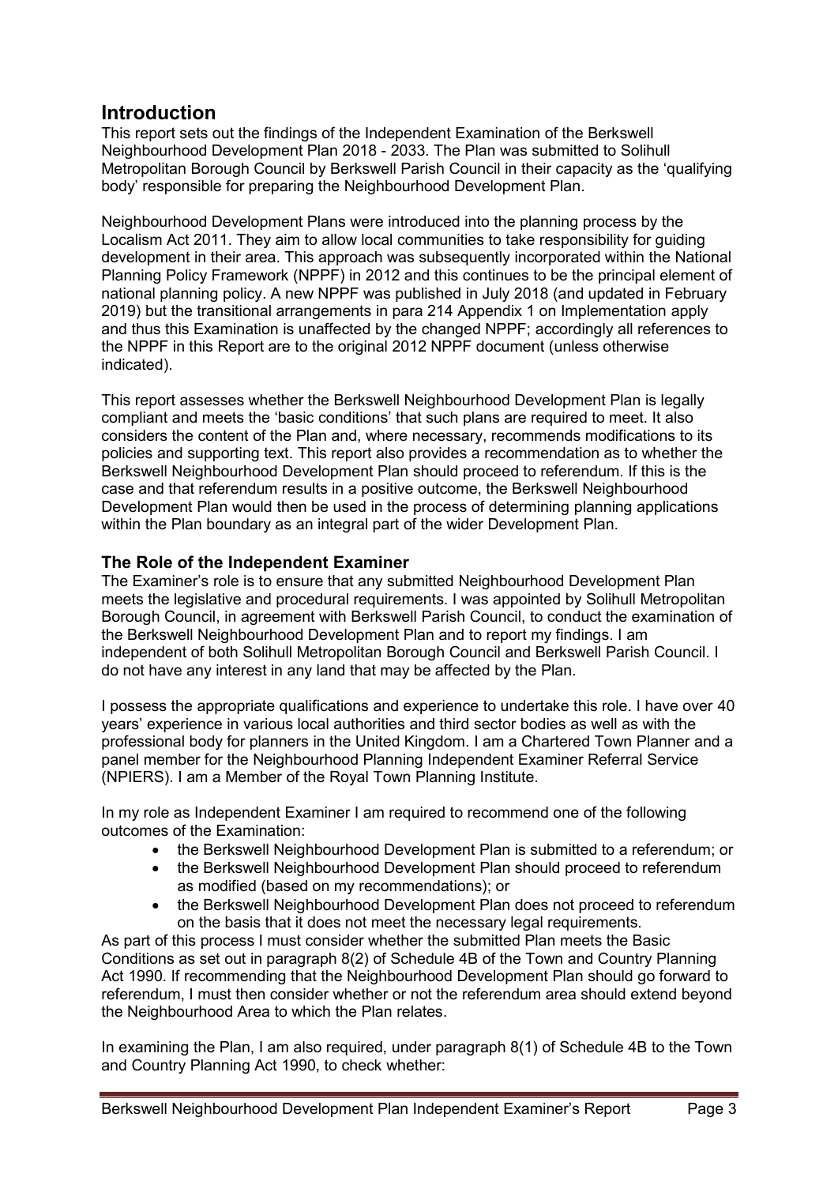## Introduction

This report sets out the findings of the Independent Examination of the Berkswell Neighbourhood Development Plan 2018 - 2033. The Plan was submitted to Solihull Metropolitan Borough Council by Berkswell Parish Council in their capacity as the 'qualifying body' responsible for preparing the Neighbourhood Development Plan.

Neighbourhood Development Plans were introduced into the planning process by the Localism Act 2011. They aim to allow local communities to take responsibility for guiding development in their area. This approach was subsequently incorporated within the National Planning Policy Framework (NPPF) in 2012 and this continues to be the principal element of national planning policy. A new NPPF was published in July 2018 (and updated in February 2019) but the transitional arrangements in para 214 Appendix 1 on Implementation apply and thus this Examination is unaffected by the changed NPPF; accordingly all references to the NPPF in this Report are to the original 2012 NPPF document (unless otherwise indicated).

This report assesses whether the Berkswell Neighbourhood Development Plan is legally compliant and meets the 'basic conditions' that such plans are required to meet. It also considers the content of the Plan and, where necessary, recommends modifications to its policies and supporting text. This report also provides a recommendation as to whether the Berkswell Neighbourhood Development Plan should proceed to referendum. If this is the case and that referendum results in a positive outcome, the Berkswell Neighbourhood Development Plan would then be used in the process of determining planning applications within the Plan boundary as an integral part of the wider Development Plan.

### The Role of the Independent Examiner

The Examiner's role is to ensure that any submitted Neighbourhood Development Plan meets the legislative and procedural requirements. I was appointed by Solihull Metropolitan Borough Council, in agreement with Berkswell Parish Council, to conduct the examination of the Berkswell Neighbourhood Development Plan and to report my findings. I am independent of both Solihull Metropolitan Borough Council and Berkswell Parish Council. I do not have any interest in any land that may be affected by the Plan.

I possess the appropriate qualifications and experience to undertake this role. I have over 40 years' experience in various local authorities and third sector bodies as well as with the professional body for planners in the United Kingdom. I am a Chartered Town Planner and a panel member for the Neighbourhood Planning Independent Examiner Referral Service (NPIERS). I am a Member of the Royal Town Planning Institute.

In my role as Independent Examiner I am required to recommend one of the following outcomes of the Examination:

- the Berkswell Neighbourhood Development Plan is submitted to a referendum; or
- the Berkswell Neighbourhood Development Plan should proceed to referendum as modified (based on my recommendations); or
- the Berkswell Neighbourhood Development Plan does not proceed to referendum on the basis that it does not meet the necessary legal requirements.

As part of this process I must consider whether the submitted Plan meets the Basic Conditions as set out in paragraph 8(2) of Schedule 4B of the Town and Country Planning Act 1990. If recommending that the Neighbourhood Development Plan should go forward to referendum, I must then consider whether or not the referendum area should extend beyond the Neighbourhood Area to which the Plan relates.

In examining the Plan, I am also required, under paragraph 8(1) of Schedule 4B to the Town and Country Planning Act 1990, to check whether: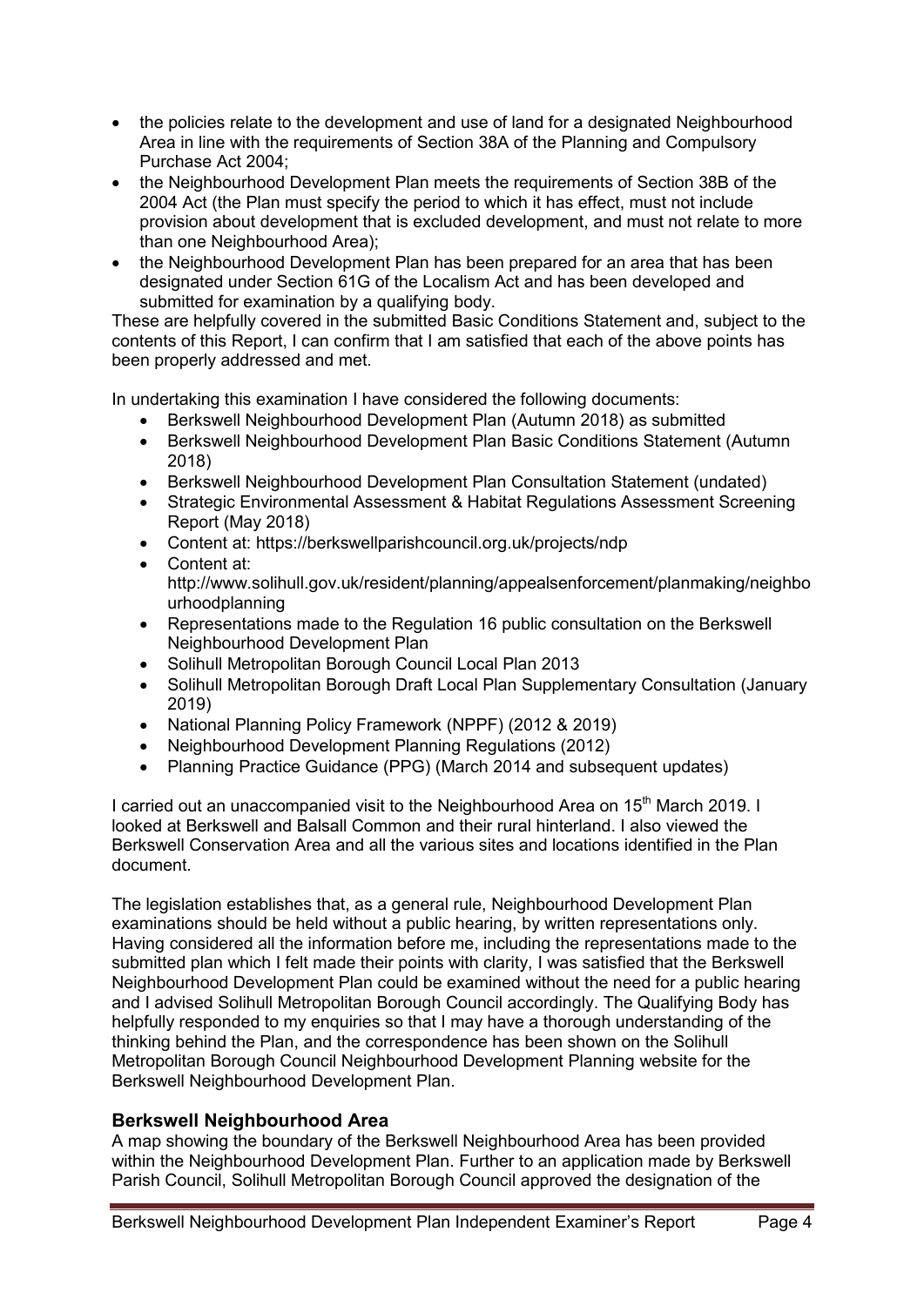- the policies relate to the development and use of land for a designated Neighbourhood Area in line with the requirements of Section 38A of the Planning and Compulsory Purchase Act 2004;
- the Neighbourhood Development Plan meets the requirements of Section 38B of the 2004 Act (the Plan must specify the period to which it has effect, must not include provision about development that is excluded development, and must not relate to more than one Neighbourhood Area);
- the Neighbourhood Development Plan has been prepared for an area that has been designated under Section 61G of the Localism Act and has been developed and submitted for examination by a qualifying body.

These are helpfully covered in the submitted Basic Conditions Statement and, subject to the contents of this Report, I can confirm that I am satisfied that each of the above points has been properly addressed and met.

In undertaking this examination I have considered the following documents:

- Berkswell Neighbourhood Development Plan (Autumn 2018) as submitted
- Berkswell Neighbourhood Development Plan Basic Conditions Statement (Autumn 2018)
- Berkswell Neighbourhood Development Plan Consultation Statement (undated)
- Strategic Environmental Assessment & Habitat Regulations Assessment Screening Report (May 2018)
- Content at: https://berkswellparishcouncil.org.uk/projects/ndp
- Content at: http://www.solihull.gov.uk/resident/planning/appealsenforcement/planmaking/neighbourhoodplanning
- Representations made to the Regulation 16 public consultation on the Berkswell Neighbourhood Development Plan
- Solihull Metropolitan Borough Council Local Plan 2013
- Solihull Metropolitan Borough Draft Local Plan Supplementary Consultation (January 2019)
- National Planning Policy Framework (NPPF) (2012 & 2019)
- Neighbourhood Development Planning Regulations (2012)
- Planning Practice Guidance (PPG) (March 2014 and subsequent updates)

I carried out an unaccompanied visit to the Neighbourhood Area on 15th March 2019. I looked at Berkswell and Balsall Common and their rural hinterland. I also viewed the Berkswell Conservation Area and all the various sites and locations identified in the Plan document.

The legislation establishes that, as a general rule, Neighbourhood Development Plan examinations should be held without a public hearing, by written representations only. Having considered all the information before me, including the representations made to the submitted plan which I felt made their points with clarity, I was satisfied that the Berkswell Neighbourhood Development Plan could be examined without the need for a public hearing and I advised Solihull Metropolitan Borough Council accordingly. The Qualifying Body has helpfully responded to my enquiries so that I may have a thorough understanding of the thinking behind the Plan, and the correspondence has been shown on the Solihull Metropolitan Borough Council Neighbourhood Development Planning website for the Berkswell Neighbourhood Development Plan.

## Berkswell Neighbourhood Area

A map showing the boundary of the Berkswell Neighbourhood Area has been provided within the Neighbourhood Development Plan. Further to an application made by Berkswell Parish Council, Solihull Metropolitan Borough Council approved the designation of the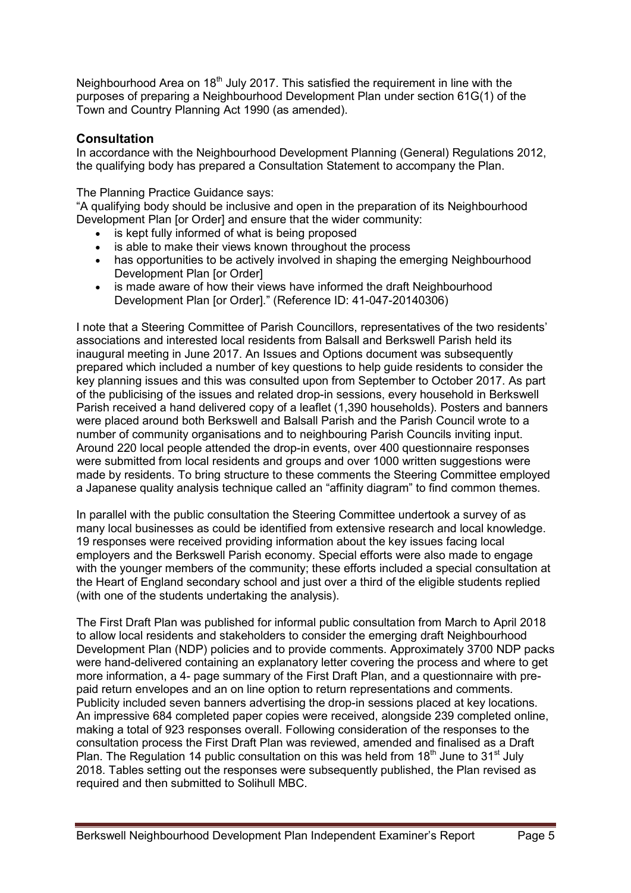Neighbourhood Area on 18th July 2017. This satisfied the requirement in line with the purposes of preparing a Neighbourhood Development Plan under section 61G(1) of the Town and Country Planning Act 1990 (as amended).

## Consultation

In accordance with the Neighbourhood Development Planning (General) Regulations 2012, the qualifying body has prepared a Consultation Statement to accompany the Plan.

The Planning Practice Guidance says:

"A qualifying body should be inclusive and open in the preparation of its Neighbourhood Development Plan [or Order] and ensure that the wider community:

- is kept fully informed of what is being proposed
- is able to make their views known throughout the process
- has opportunities to be actively involved in shaping the emerging Neighbourhood Development Plan [or Order]
- is made aware of how their views have informed the draft Neighbourhood Development Plan [or Order]." (Reference ID: 41-047-20140306)

I note that a Steering Committee of Parish Councillors, representatives of the two residents' associations and interested local residents from Balsall and Berkswell Parish held its inaugural meeting in June 2017. An Issues and Options document was subsequently prepared which included a number of key questions to help guide residents to consider the key planning issues and this was consulted upon from September to October 2017. As part of the publicising of the issues and related drop-in sessions, every household in Berkswell Parish received a hand delivered copy of a leaflet (1,390 households). Posters and banners were placed around both Berkswell and Balsall Parish and the Parish Council wrote to a number of community organisations and to neighbouring Parish Councils inviting input. Around 220 local people attended the drop-in events, over 400 questionnaire responses were submitted from local residents and groups and over 1000 written suggestions were made by residents. To bring structure to these comments the Steering Committee employed a Japanese quality analysis technique called an "affinity diagram" to find common themes.

In parallel with the public consultation the Steering Committee undertook a survey of as many local businesses as could be identified from extensive research and local knowledge. 19 responses were received providing information about the key issues facing local employers and the Berkswell Parish economy. Special efforts were also made to engage with the younger members of the community; these efforts included a special consultation at the Heart of England secondary school and just over a third of the eligible students replied (with one of the students undertaking the analysis).

The First Draft Plan was published for informal public consultation from March to April 2018 to allow local residents and stakeholders to consider the emerging draft Neighbourhood Development Plan (NDP) policies and to provide comments. Approximately 3700 NDP packs were hand-delivered containing an explanatory letter covering the process and where to get more information, a 4- page summary of the First Draft Plan, and a questionnaire with pre-paid return envelopes and an on line option to return representations and comments. Publicity included seven banners advertising the drop-in sessions placed at key locations. An impressive 684 completed paper copies were received, alongside 239 completed online, making a total of 923 responses overall. Following consideration of the responses to the consultation process the First Draft Plan was reviewed, amended and finalised as a Draft Plan. The Regulation 14 public consultation on this was held from 18th June to 31st July 2018. Tables setting out the responses were subsequently published, the Plan revised as required and then submitted to Solihull MBC.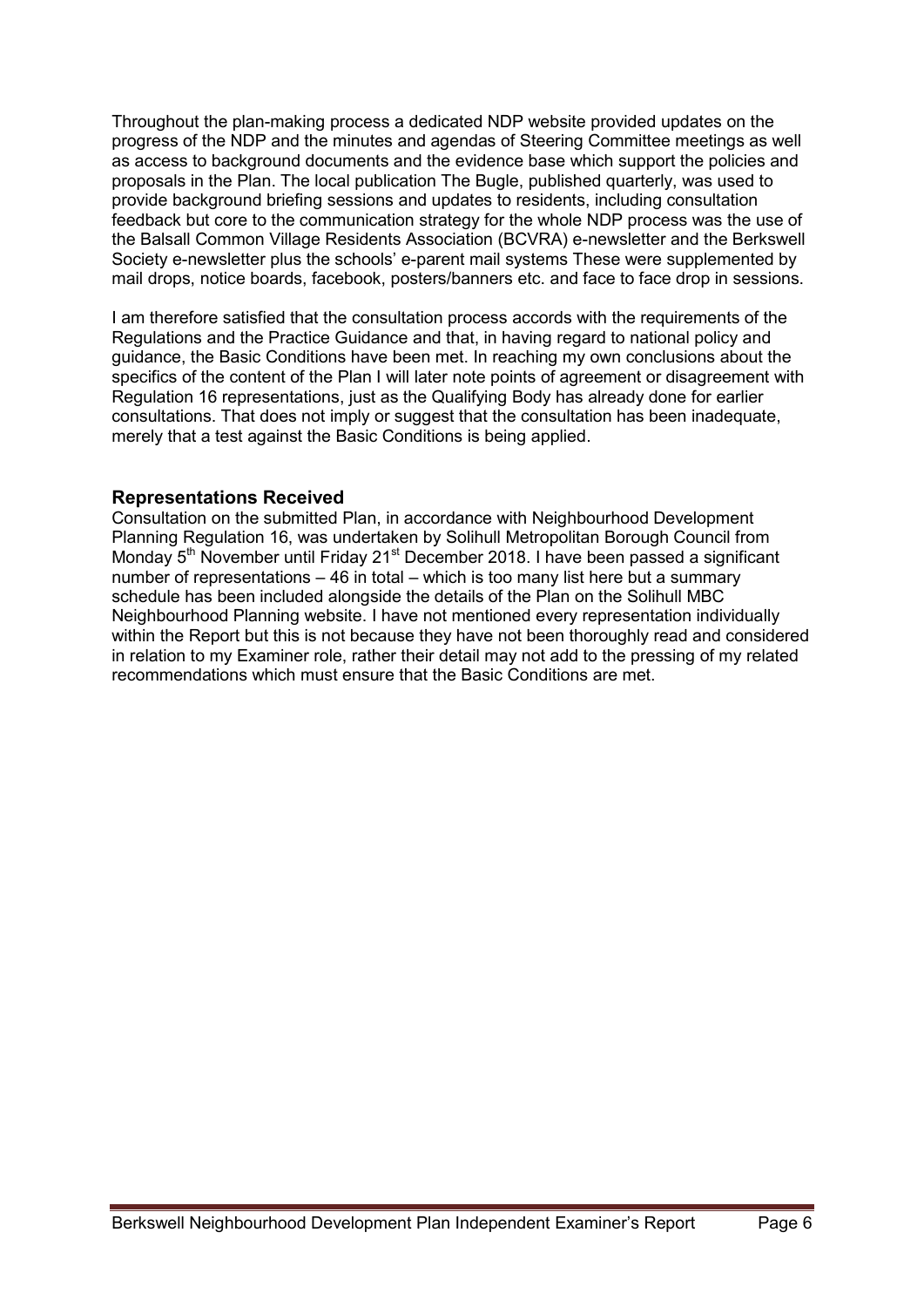Throughout the plan-making process a dedicated NDP website provided updates on the progress of the NDP and the minutes and agendas of Steering Committee meetings as well as access to background documents and the evidence base which support the policies and proposals in the Plan. The local publication The Bugle, published quarterly, was used to provide background briefing sessions and updates to residents, including consultation feedback but core to the communication strategy for the whole NDP process was the use of the Balsall Common Village Residents Association (BCVRA) e-newsletter and the Berkswell Society e-newsletter plus the schools' e-parent mail systems These were supplemented by mail drops, notice boards, facebook, posters/banners etc. and face to face drop in sessions.

I am therefore satisfied that the consultation process accords with the requirements of the Regulations and the Practice Guidance and that, in having regard to national policy and guidance, the Basic Conditions have been met. In reaching my own conclusions about the specifics of the content of the Plan I will later note points of agreement or disagreement with Regulation 16 representations, just as the Qualifying Body has already done for earlier consultations. That does not imply or suggest that the consultation has been inadequate, merely that a test against the Basic Conditions is being applied.

## Representations Received

Consultation on the submitted Plan, in accordance with Neighbourhood Development Planning Regulation 16, was undertaken by Solihull Metropolitan Borough Council from Monday 5th November until Friday 21st December 2018. I have been passed a significant number of representations – 46 in total – which is too many list here but a summary schedule has been included alongside the details of the Plan on the Solihull MBC Neighbourhood Planning website. I have not mentioned every representation individually within the Report but this is not because they have not been thoroughly read and considered in relation to my Examiner role, rather their detail may not add to the pressing of my related recommendations which must ensure that the Basic Conditions are met.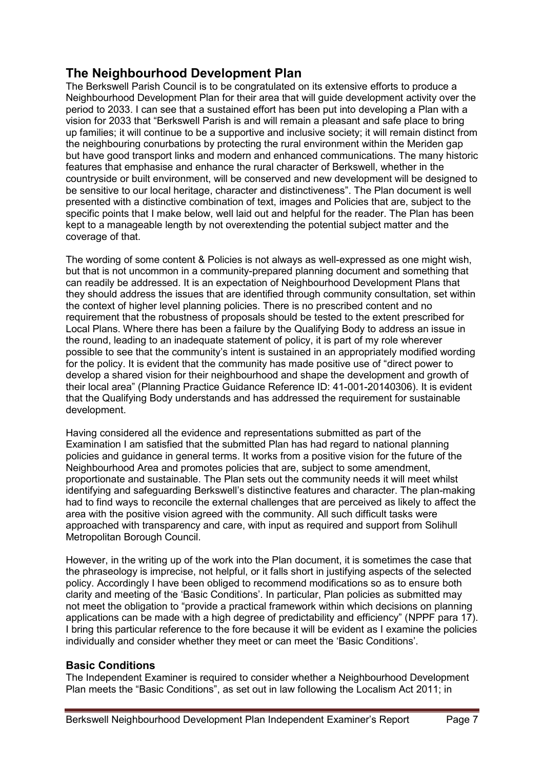## The Neighbourhood Development Plan

The Berkswell Parish Council is to be congratulated on its extensive efforts to produce a Neighbourhood Development Plan for their area that will guide development activity over the period to 2033. I can see that a sustained effort has been put into developing a Plan with a vision for 2033 that "Berkswell Parish is and will remain a pleasant and safe place to bring up families; it will continue to be a supportive and inclusive society; it will remain distinct from the neighbouring conurbations by protecting the rural environment within the Meriden gap but have good transport links and modern and enhanced communications. The many historic features that emphasise and enhance the rural character of Berkswell, whether in the countryside or built environment, will be conserved and new development will be designed to be sensitive to our local heritage, character and distinctiveness". The Plan document is well presented with a distinctive combination of text, images and Policies that are, subject to the specific points that I make below, well laid out and helpful for the reader. The Plan has been kept to a manageable length by not overextending the potential subject matter and the coverage of that.

The wording of some content & Policies is not always as well-expressed as one might wish, but that is not uncommon in a community-prepared planning document and something that can readily be addressed. It is an expectation of Neighbourhood Development Plans that they should address the issues that are identified through community consultation, set within the context of higher level planning policies. There is no prescribed content and no requirement that the robustness of proposals should be tested to the extent prescribed for Local Plans. Where there has been a failure by the Qualifying Body to address an issue in the round, leading to an inadequate statement of policy, it is part of my role wherever possible to see that the community's intent is sustained in an appropriately modified wording for the policy. It is evident that the community has made positive use of "direct power to develop a shared vision for their neighbourhood and shape the development and growth of their local area" (Planning Practice Guidance Reference ID: 41-001-20140306). It is evident that the Qualifying Body understands and has addressed the requirement for sustainable development.

Having considered all the evidence and representations submitted as part of the Examination I am satisfied that the submitted Plan has had regard to national planning policies and guidance in general terms. It works from a positive vision for the future of the Neighbourhood Area and promotes policies that are, subject to some amendment, proportionate and sustainable. The Plan sets out the community needs it will meet whilst identifying and safeguarding Berkswell's distinctive features and character. The plan-making had to find ways to reconcile the external challenges that are perceived as likely to affect the area with the positive vision agreed with the community. All such difficult tasks were approached with transparency and care, with input as required and support from Solihull Metropolitan Borough Council.

However, in the writing up of the work into the Plan document, it is sometimes the case that the phraseology is imprecise, not helpful, or it falls short in justifying aspects of the selected policy. Accordingly I have been obliged to recommend modifications so as to ensure both clarity and meeting of the 'Basic Conditions'. In particular, Plan policies as submitted may not meet the obligation to "provide a practical framework within which decisions on planning applications can be made with a high degree of predictability and efficiency" (NPPF para 17). I bring this particular reference to the fore because it will be evident as I examine the policies individually and consider whether they meet or can meet the 'Basic Conditions'.

### Basic Conditions

The Independent Examiner is required to consider whether a Neighbourhood Development Plan meets the "Basic Conditions", as set out in law following the Localism Act 2011; in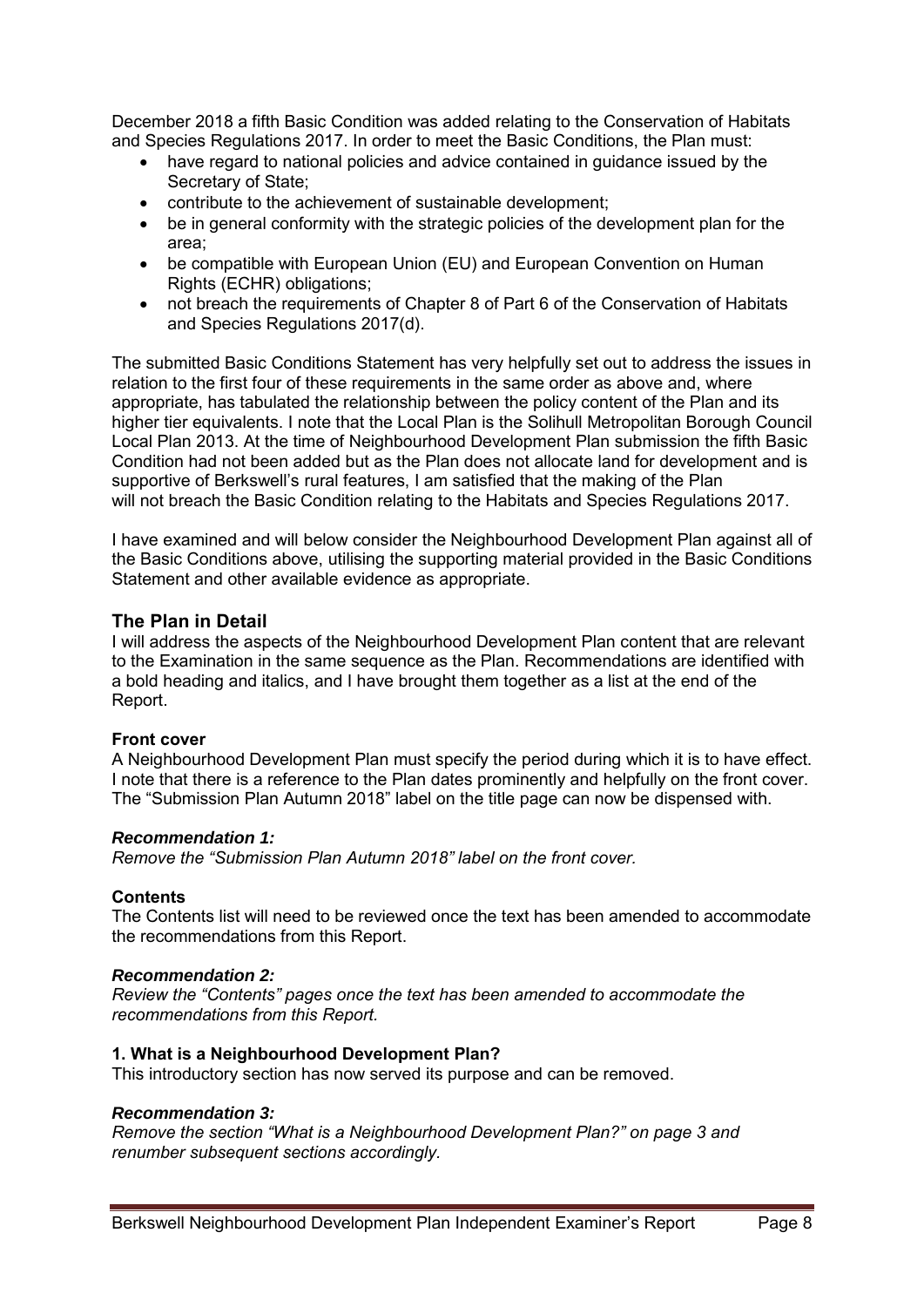December 2018 a fifth Basic Condition was added relating to the Conservation of Habitats and Species Regulations 2017. In order to meet the Basic Conditions, the Plan must:

- have regard to national policies and advice contained in guidance issued by the Secretary of State;
- contribute to the achievement of sustainable development;
- be in general conformity with the strategic policies of the development plan for the area;
- be compatible with European Union (EU) and European Convention on Human Rights (ECHR) obligations;
- not breach the requirements of Chapter 8 of Part 6 of the Conservation of Habitats and Species Regulations 2017(d).

The submitted Basic Conditions Statement has very helpfully set out to address the issues in relation to the first four of these requirements in the same order as above and, where appropriate, has tabulated the relationship between the policy content of the Plan and its higher tier equivalents. I note that the Local Plan is the Solihull Metropolitan Borough Council Local Plan 2013. At the time of Neighbourhood Development Plan submission the fifth Basic Condition had not been added but as the Plan does not allocate land for development and is supportive of Berkswell's rural features, I am satisfied that the making of the Plan will not breach the Basic Condition relating to the Habitats and Species Regulations 2017.

I have examined and will below consider the Neighbourhood Development Plan against all of the Basic Conditions above, utilising the supporting material provided in the Basic Conditions Statement and other available evidence as appropriate.

## The Plan in Detail

I will address the aspects of the Neighbourhood Development Plan content that are relevant to the Examination in the same sequence as the Plan. Recommendations are identified with a bold heading and italics, and I have brought them together as a list at the end of the Report.

### Front cover

A Neighbourhood Development Plan must specify the period during which it is to have effect. I note that there is a reference to the Plan dates prominently and helpfully on the front cover. The "Submission Plan Autumn 2018" label on the title page can now be dispensed with.

***Recommendation 1:***

*Remove the "Submission Plan Autumn 2018" label on the front cover.*

### Contents

The Contents list will need to be reviewed once the text has been amended to accommodate the recommendations from this Report.

***Recommendation 2:***

*Review the "Contents" pages once the text has been amended to accommodate the recommendations from this Report.*

### 1. What is a Neighbourhood Development Plan?

This introductory section has now served its purpose and can be removed.

***Recommendation 3:***

*Remove the section "What is a Neighbourhood Development Plan?" on page 3 and renumber subsequent sections accordingly.*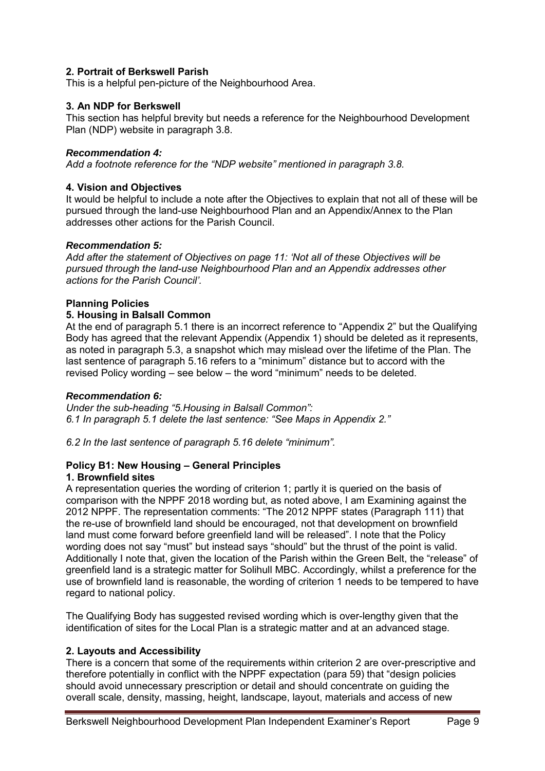### 2. Portrait of Berkswell Parish

This is a helpful pen-picture of the Neighbourhood Area.

### 3. An NDP for Berkswell

This section has helpful brevity but needs a reference for the Neighbourhood Development Plan (NDP) website in paragraph 3.8.

***Recommendation 4:***

*Add a footnote reference for the "NDP website" mentioned in paragraph 3.8.*

### 4. Vision and Objectives

It would be helpful to include a note after the Objectives to explain that not all of these will be pursued through the land-use Neighbourhood Plan and an Appendix/Annex to the Plan addresses other actions for the Parish Council.

***Recommendation 5:***

*Add after the statement of Objectives on page 11: 'Not all of these Objectives will be pursued through the land-use Neighbourhood Plan and an Appendix addresses other actions for the Parish Council'.*

## Planning Policies

### 5. Housing in Balsall Common

At the end of paragraph 5.1 there is an incorrect reference to "Appendix 2" but the Qualifying Body has agreed that the relevant Appendix (Appendix 1) should be deleted as it represents, as noted in paragraph 5.3, a snapshot which may mislead over the lifetime of the Plan. The last sentence of paragraph 5.16 refers to a "minimum" distance but to accord with the revised Policy wording – see below – the word "minimum" needs to be deleted.

***Recommendation 6:***

*Under the sub-heading "5.Housing in Balsall Common":*
*6.1 In paragraph 5.1 delete the last sentence: "See Maps in Appendix 2."*

*6.2 In the last sentence of paragraph 5.16 delete "minimum".*

### Policy B1: New Housing – General Principles

**1. Brownfield sites**

A representation queries the wording of criterion 1; partly it is queried on the basis of comparison with the NPPF 2018 wording but, as noted above, I am Examining against the 2012 NPPF. The representation comments: "The 2012 NPPF states (Paragraph 111) that the re-use of brownfield land should be encouraged, not that development on brownfield land must come forward before greenfield land will be released". I note that the Policy wording does not say "must" but instead says "should" but the thrust of the point is valid. Additionally I note that, given the location of the Parish within the Green Belt, the "release" of greenfield land is a strategic matter for Solihull MBC. Accordingly, whilst a preference for the use of brownfield land is reasonable, the wording of criterion 1 needs to be tempered to have regard to national policy.

The Qualifying Body has suggested revised wording which is over-lengthy given that the identification of sites for the Local Plan is a strategic matter and at an advanced stage.

**2. Layouts and Accessibility**

There is a concern that some of the requirements within criterion 2 are over-prescriptive and therefore potentially in conflict with the NPPF expectation (para 59) that "design policies should avoid unnecessary prescription or detail and should concentrate on guiding the overall scale, density, massing, height, landscape, layout, materials and access of new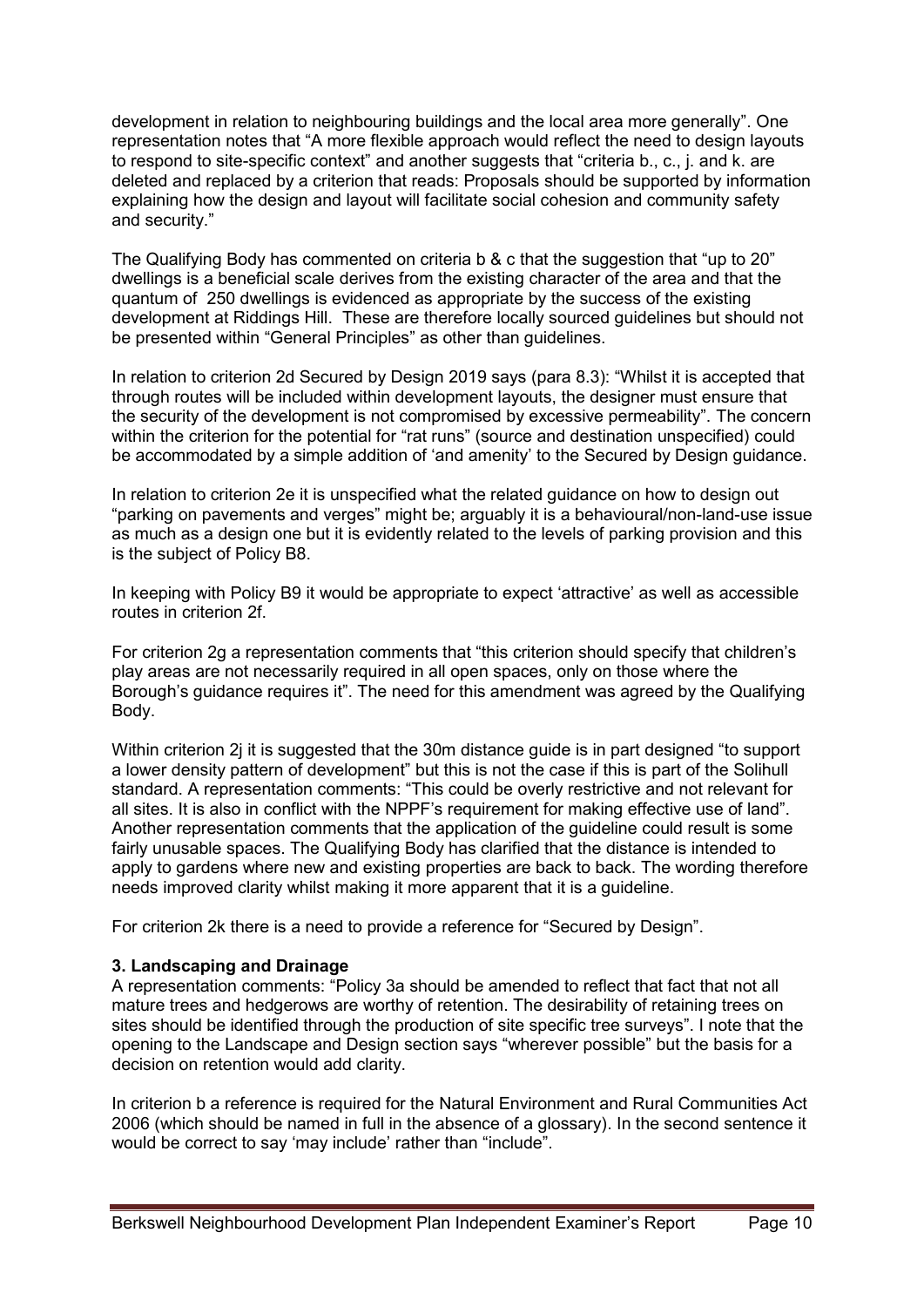development in relation to neighbouring buildings and the local area more generally". One representation notes that "A more flexible approach would reflect the need to design layouts to respond to site-specific context" and another suggests that "criteria b., c., j. and k. are deleted and replaced by a criterion that reads: Proposals should be supported by information explaining how the design and layout will facilitate social cohesion and community safety and security."

The Qualifying Body has commented on criteria b & c that the suggestion that "up to 20" dwellings is a beneficial scale derives from the existing character of the area and that the quantum of 250 dwellings is evidenced as appropriate by the success of the existing development at Riddings Hill. These are therefore locally sourced guidelines but should not be presented within "General Principles" as other than guidelines.

In relation to criterion 2d Secured by Design 2019 says (para 8.3): "Whilst it is accepted that through routes will be included within development layouts, the designer must ensure that the security of the development is not compromised by excessive permeability". The concern within the criterion for the potential for "rat runs" (source and destination unspecified) could be accommodated by a simple addition of 'and amenity' to the Secured by Design guidance.

In relation to criterion 2e it is unspecified what the related guidance on how to design out "parking on pavements and verges" might be; arguably it is a behavioural/non-land-use issue as much as a design one but it is evidently related to the levels of parking provision and this is the subject of Policy B8.

In keeping with Policy B9 it would be appropriate to expect 'attractive' as well as accessible routes in criterion 2f.

For criterion 2g a representation comments that "this criterion should specify that children's play areas are not necessarily required in all open spaces, only on those where the Borough's guidance requires it". The need for this amendment was agreed by the Qualifying Body.

Within criterion 2j it is suggested that the 30m distance guide is in part designed "to support a lower density pattern of development" but this is not the case if this is part of the Solihull standard. A representation comments: "This could be overly restrictive and not relevant for all sites. It is also in conflict with the NPPF's requirement for making effective use of land". Another representation comments that the application of the guideline could result is some fairly unusable spaces. The Qualifying Body has clarified that the distance is intended to apply to gardens where new and existing properties are back to back. The wording therefore needs improved clarity whilst making it more apparent that it is a guideline.

For criterion 2k there is a need to provide a reference for "Secured by Design".

**3. Landscaping and Drainage**

A representation comments: "Policy 3a should be amended to reflect that fact that not all mature trees and hedgerows are worthy of retention. The desirability of retaining trees on sites should be identified through the production of site specific tree surveys". I note that the opening to the Landscape and Design section says "wherever possible" but the basis for a decision on retention would add clarity.

In criterion b a reference is required for the Natural Environment and Rural Communities Act 2006 (which should be named in full in the absence of a glossary). In the second sentence it would be correct to say 'may include' rather than "include".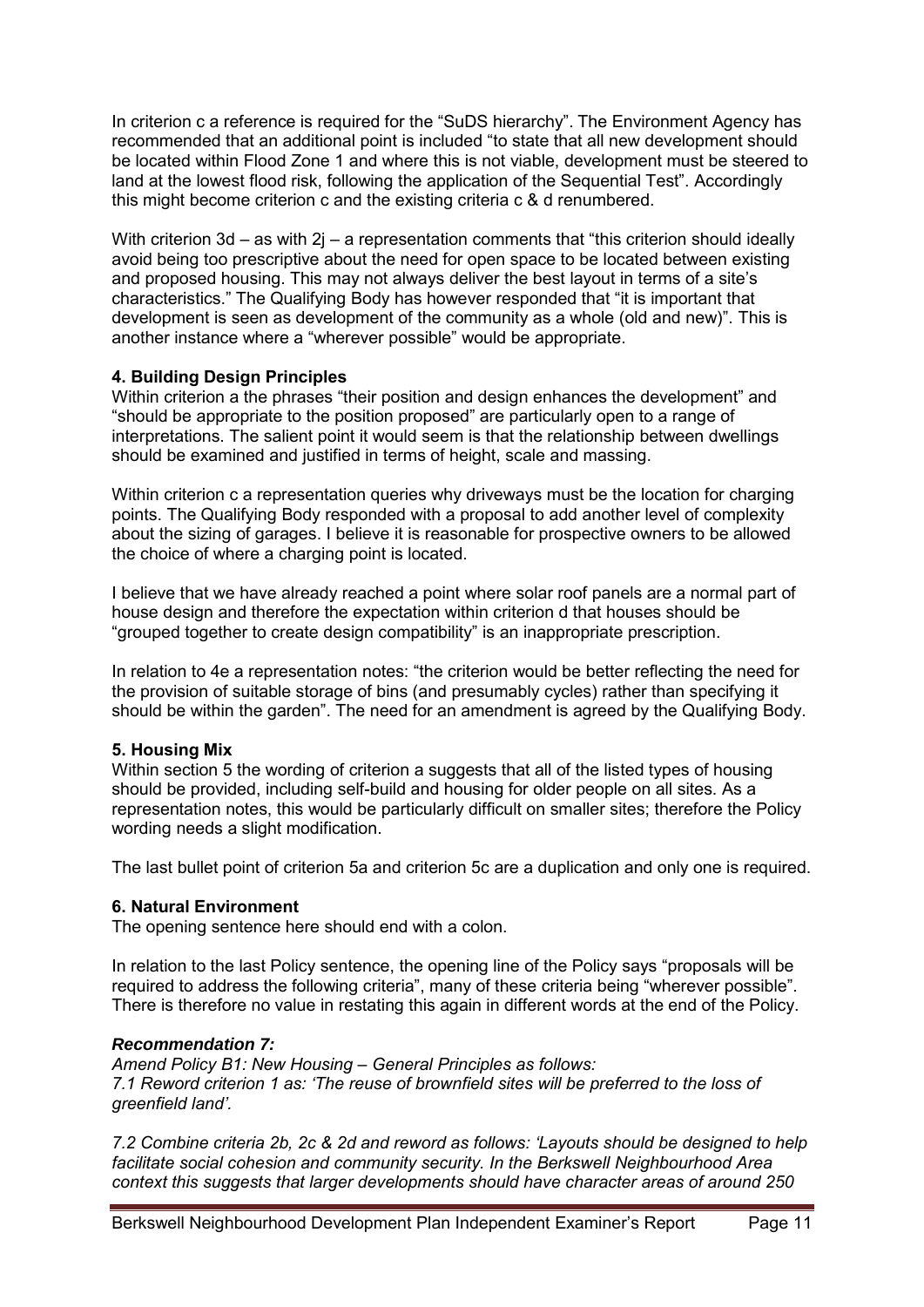In criterion c a reference is required for the "SuDS hierarchy". The Environment Agency has recommended that an additional point is included "to state that all new development should be located within Flood Zone 1 and where this is not viable, development must be steered to land at the lowest flood risk, following the application of the Sequential Test". Accordingly this might become criterion c and the existing criteria c & d renumbered.

With criterion 3d – as with 2j – a representation comments that "this criterion should ideally avoid being too prescriptive about the need for open space to be located between existing and proposed housing. This may not always deliver the best layout in terms of a site's characteristics." The Qualifying Body has however responded that "it is important that development is seen as development of the community as a whole (old and new)". This is another instance where a "wherever possible" would be appropriate.

**4. Building Design Principles**

Within criterion a the phrases "their position and design enhances the development" and "should be appropriate to the position proposed" are particularly open to a range of interpretations. The salient point it would seem is that the relationship between dwellings should be examined and justified in terms of height, scale and massing.

Within criterion c a representation queries why driveways must be the location for charging points. The Qualifying Body responded with a proposal to add another level of complexity about the sizing of garages. I believe it is reasonable for prospective owners to be allowed the choice of where a charging point is located.

I believe that we have already reached a point where solar roof panels are a normal part of house design and therefore the expectation within criterion d that houses should be "grouped together to create design compatibility" is an inappropriate prescription.

In relation to 4e a representation notes: "the criterion would be better reflecting the need for the provision of suitable storage of bins (and presumably cycles) rather than specifying it should be within the garden". The need for an amendment is agreed by the Qualifying Body.

**5. Housing Mix**

Within section 5 the wording of criterion a suggests that all of the listed types of housing should be provided, including self-build and housing for older people on all sites. As a representation notes, this would be particularly difficult on smaller sites; therefore the Policy wording needs a slight modification.

The last bullet point of criterion 5a and criterion 5c are a duplication and only one is required.

**6. Natural Environment**

The opening sentence here should end with a colon.

In relation to the last Policy sentence, the opening line of the Policy says "proposals will be required to address the following criteria", many of these criteria being "wherever possible". There is therefore no value in restating this again in different words at the end of the Policy.

***Recommendation 7:***

*Amend Policy B1: New Housing – General Principles as follows:*
*7.1 Reword criterion 1 as: 'The reuse of brownfield sites will be preferred to the loss of greenfield land'.*

*7.2 Combine criteria 2b, 2c & 2d and reword as follows: 'Layouts should be designed to help facilitate social cohesion and community security. In the Berkswell Neighbourhood Area context this suggests that larger developments should have character areas of around 250*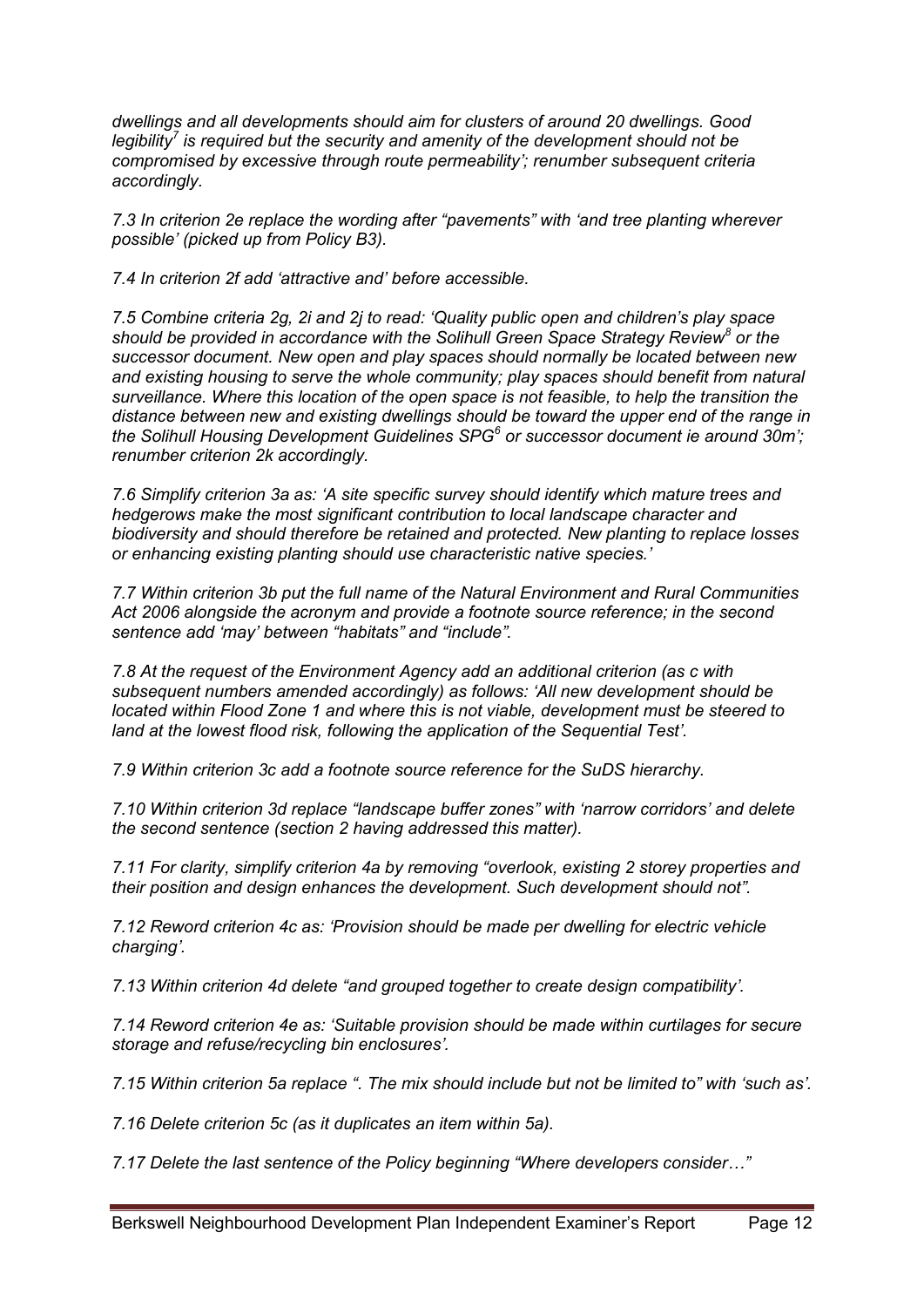*dwellings and all developments should aim for clusters of around 20 dwellings. Good legibility[7] is required but the security and amenity of the development should not be compromised by excessive through route permeability'; renumber subsequent criteria accordingly.*

*7.3 In criterion 2e replace the wording after "pavements" with 'and tree planting wherever possible' (picked up from Policy B3).*

*7.4 In criterion 2f add 'attractive and' before accessible.*

*7.5 Combine criteria 2g, 2i and 2j to read: 'Quality public open and children's play space should be provided in accordance with the Solihull Green Space Strategy Review[8] or the successor document. New open and play spaces should normally be located between new and existing housing to serve the whole community; play spaces should benefit from natural surveillance. Where this location of the open space is not feasible, to help the transition the distance between new and existing dwellings should be toward the upper end of the range in the Solihull Housing Development Guidelines SPG[6] or successor document ie around 30m'; renumber criterion 2k accordingly.*

*7.6 Simplify criterion 3a as: 'A site specific survey should identify which mature trees and hedgerows make the most significant contribution to local landscape character and biodiversity and should therefore be retained and protected. New planting to replace losses or enhancing existing planting should use characteristic native species.'*

*7.7 Within criterion 3b put the full name of the Natural Environment and Rural Communities Act 2006 alongside the acronym and provide a footnote source reference; in the second sentence add 'may' between "habitats" and "include".*

*7.8 At the request of the Environment Agency add an additional criterion (as c with subsequent numbers amended accordingly) as follows: 'All new development should be located within Flood Zone 1 and where this is not viable, development must be steered to land at the lowest flood risk, following the application of the Sequential Test'.*

*7.9 Within criterion 3c add a footnote source reference for the SuDS hierarchy.*

*7.10 Within criterion 3d replace "landscape buffer zones" with 'narrow corridors' and delete the second sentence (section 2 having addressed this matter).*

*7.11 For clarity, simplify criterion 4a by removing "overlook, existing 2 storey properties and their position and design enhances the development. Such development should not".*

*7.12 Reword criterion 4c as: 'Provision should be made per dwelling for electric vehicle charging'.*

*7.13 Within criterion 4d delete "and grouped together to create design compatibility'.*

*7.14 Reword criterion 4e as: 'Suitable provision should be made within curtilages for secure storage and refuse/recycling bin enclosures'.*

*7.15 Within criterion 5a replace ". The mix should include but not be limited to" with 'such as'.*

*7.16 Delete criterion 5c (as it duplicates an item within 5a).*

*7.17 Delete the last sentence of the Policy beginning "Where developers consider…"*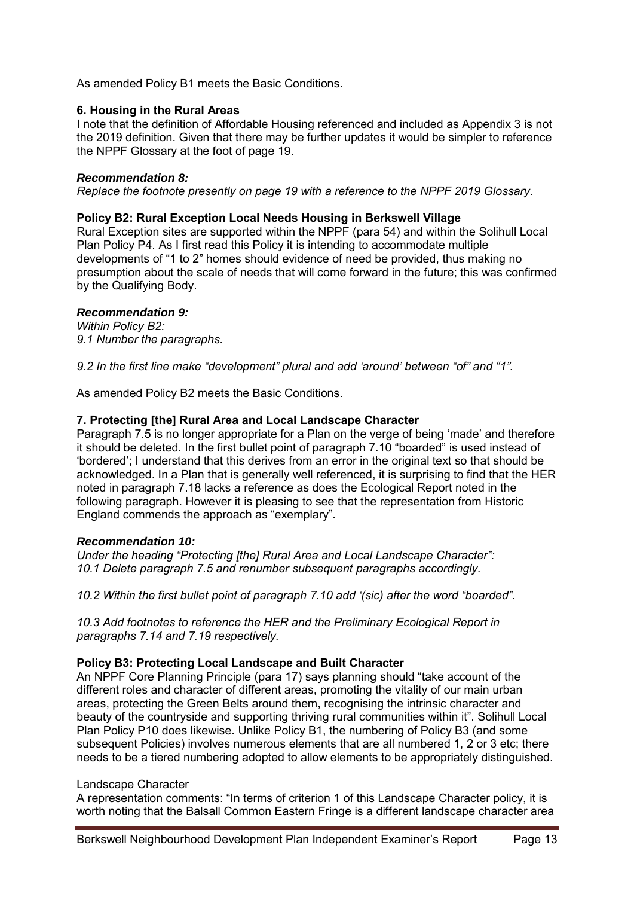As amended Policy B1 meets the Basic Conditions.

### 6. Housing in the Rural Areas

I note that the definition of Affordable Housing referenced and included as Appendix 3 is not the 2019 definition. Given that there may be further updates it would be simpler to reference the NPPF Glossary at the foot of page 19.

#### *Recommendation 8:*

*Replace the footnote presently on page 19 with a reference to the NPPF 2019 Glossary.*

#### Policy B2: Rural Exception Local Needs Housing in Berkswell Village

Rural Exception sites are supported within the NPPF (para 54) and within the Solihull Local Plan Policy P4. As I first read this Policy it is intending to accommodate multiple developments of "1 to 2" homes should evidence of need be provided, thus making no presumption about the scale of needs that will come forward in the future; this was confirmed by the Qualifying Body.

#### *Recommendation 9:*

*Within Policy B2:*
*9.1 Number the paragraphs.*

*9.2 In the first line make "development" plural and add 'around' between "of" and "1".*

As amended Policy B2 meets the Basic Conditions.

### 7. Protecting [the] Rural Area and Local Landscape Character

Paragraph 7.5 is no longer appropriate for a Plan on the verge of being 'made' and therefore it should be deleted. In the first bullet point of paragraph 7.10 "boarded" is used instead of 'bordered'; I understand that this derives from an error in the original text so that should be acknowledged. In a Plan that is generally well referenced, it is surprising to find that the HER noted in paragraph 7.18 lacks a reference as does the Ecological Report noted in the following paragraph. However it is pleasing to see that the representation from Historic England commends the approach as "exemplary".

#### *Recommendation 10:*

*Under the heading "Protecting [the] Rural Area and Local Landscape Character":*
*10.1 Delete paragraph 7.5 and renumber subsequent paragraphs accordingly.*

*10.2 Within the first bullet point of paragraph 7.10 add '(sic) after the word "boarded".*

*10.3 Add footnotes to reference the HER and the Preliminary Ecological Report in paragraphs 7.14 and 7.19 respectively.*

#### Policy B3: Protecting Local Landscape and Built Character

An NPPF Core Planning Principle (para 17) says planning should "take account of the different roles and character of different areas, promoting the vitality of our main urban areas, protecting the Green Belts around them, recognising the intrinsic character and beauty of the countryside and supporting thriving rural communities within it". Solihull Local Plan Policy P10 does likewise. Unlike Policy B1, the numbering of Policy B3 (and some subsequent Policies) involves numerous elements that are all numbered 1, 2 or 3 etc; there needs to be a tiered numbering adopted to allow elements to be appropriately distinguished.

Landscape Character

A representation comments: "In terms of criterion 1 of this Landscape Character policy, it is worth noting that the Balsall Common Eastern Fringe is a different landscape character area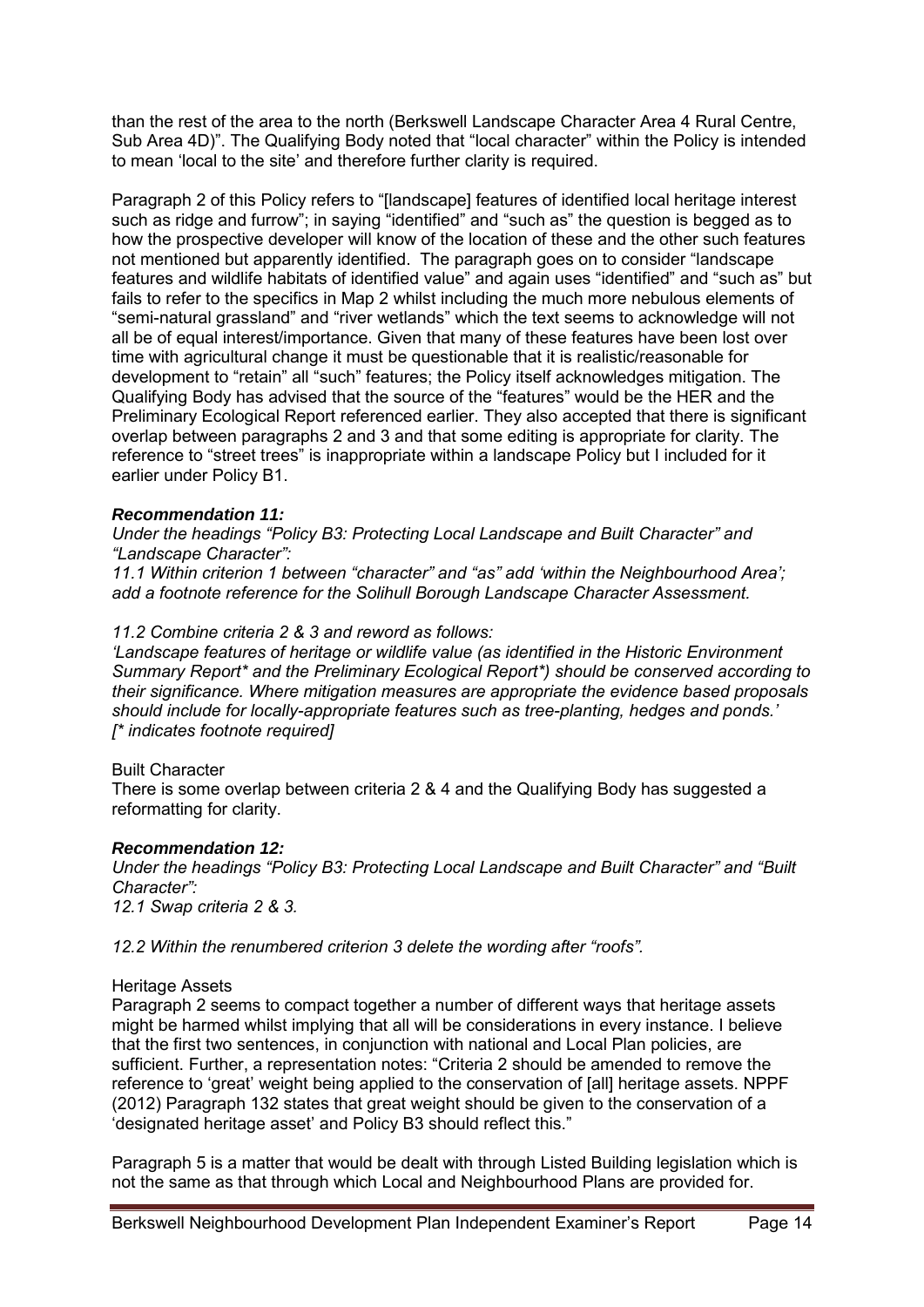than the rest of the area to the north (Berkswell Landscape Character Area 4 Rural Centre, Sub Area 4D)". The Qualifying Body noted that "local character" within the Policy is intended to mean 'local to the site' and therefore further clarity is required.

Paragraph 2 of this Policy refers to "[landscape] features of identified local heritage interest such as ridge and furrow"; in saying "identified" and "such as" the question is begged as to how the prospective developer will know of the location of these and the other such features not mentioned but apparently identified. The paragraph goes on to consider "landscape features and wildlife habitats of identified value" and again uses "identified" and "such as" but fails to refer to the specifics in Map 2 whilst including the much more nebulous elements of "semi-natural grassland" and "river wetlands" which the text seems to acknowledge will not all be of equal interest/importance. Given that many of these features have been lost over time with agricultural change it must be questionable that it is realistic/reasonable for development to "retain" all "such" features; the Policy itself acknowledges mitigation. The Qualifying Body has advised that the source of the "features" would be the HER and the Preliminary Ecological Report referenced earlier. They also accepted that there is significant overlap between paragraphs 2 and 3 and that some editing is appropriate for clarity. The reference to "street trees" is inappropriate within a landscape Policy but I included for it earlier under Policy B1.

***Recommendation 11:***

*Under the headings "Policy B3: Protecting Local Landscape and Built Character" and "Landscape Character":*

*11.1 Within criterion 1 between "character" and "as" add 'within the Neighbourhood Area'; add a footnote reference for the Solihull Borough Landscape Character Assessment.*

*11.2 Combine criteria 2 & 3 and reword as follows:*

*'Landscape features of heritage or wildlife value (as identified in the Historic Environment Summary Report* and the Preliminary Ecological Report*) should be conserved according to their significance. Where mitigation measures are appropriate the evidence based proposals should include for locally-appropriate features such as tree-planting, hedges and ponds.'*

*[* indicates footnote required]*

Built Character

There is some overlap between criteria 2 & 4 and the Qualifying Body has suggested a reformatting for clarity.

***Recommendation 12:***

*Under the headings "Policy B3: Protecting Local Landscape and Built Character" and "Built Character":*

*12.1 Swap criteria 2 & 3.*

*12.2 Within the renumbered criterion 3 delete the wording after "roofs".*

Heritage Assets

Paragraph 2 seems to compact together a number of different ways that heritage assets might be harmed whilst implying that all will be considerations in every instance. I believe that the first two sentences, in conjunction with national and Local Plan policies, are sufficient. Further, a representation notes: "Criteria 2 should be amended to remove the reference to 'great' weight being applied to the conservation of [all] heritage assets. NPPF (2012) Paragraph 132 states that great weight should be given to the conservation of a 'designated heritage asset' and Policy B3 should reflect this."

Paragraph 5 is a matter that would be dealt with through Listed Building legislation which is not the same as that through which Local and Neighbourhood Plans are provided for.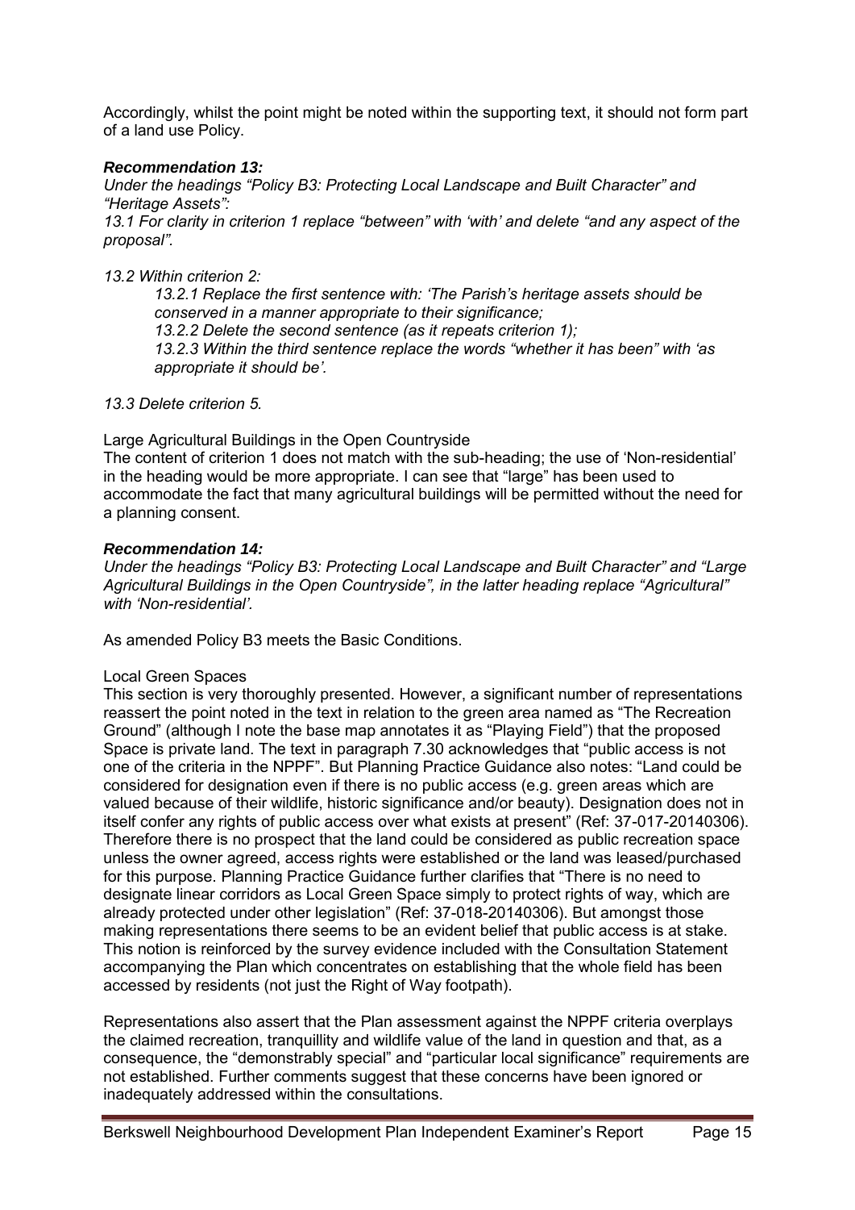Accordingly, whilst the point might be noted within the supporting text, it should not form part of a land use Policy.

***Recommendation 13:***

*Under the headings "Policy B3: Protecting Local Landscape and Built Character" and "Heritage Assets":*

*13.1 For clarity in criterion 1 replace "between" with 'with' and delete "and any aspect of the proposal".*

*13.2 Within criterion 2:*

> *13.2.1 Replace the first sentence with: 'The Parish's heritage assets should be conserved in a manner appropriate to their significance;*
>
> *13.2.2 Delete the second sentence (as it repeats criterion 1);*
>
> *13.2.3 Within the third sentence replace the words "whether it has been" with 'as appropriate it should be'.*

*13.3 Delete criterion 5.*

Large Agricultural Buildings in the Open Countryside

The content of criterion 1 does not match with the sub-heading; the use of 'Non-residential' in the heading would be more appropriate. I can see that "large" has been used to accommodate the fact that many agricultural buildings will be permitted without the need for a planning consent.

***Recommendation 14:***

*Under the headings "Policy B3: Protecting Local Landscape and Built Character" and "Large Agricultural Buildings in the Open Countryside", in the latter heading replace "Agricultural" with 'Non-residential'.*

As amended Policy B3 meets the Basic Conditions.

Local Green Spaces

This section is very thoroughly presented. However, a significant number of representations reassert the point noted in the text in relation to the green area named as "The Recreation Ground" (although I note the base map annotates it as "Playing Field") that the proposed Space is private land. The text in paragraph 7.30 acknowledges that "public access is not one of the criteria in the NPPF". But Planning Practice Guidance also notes: "Land could be considered for designation even if there is no public access (e.g. green areas which are valued because of their wildlife, historic significance and/or beauty). Designation does not in itself confer any rights of public access over what exists at present" (Ref: 37-017-20140306). Therefore there is no prospect that the land could be considered as public recreation space unless the owner agreed, access rights were established or the land was leased/purchased for this purpose. Planning Practice Guidance further clarifies that "There is no need to designate linear corridors as Local Green Space simply to protect rights of way, which are already protected under other legislation" (Ref: 37-018-20140306). But amongst those making representations there seems to be an evident belief that public access is at stake. This notion is reinforced by the survey evidence included with the Consultation Statement accompanying the Plan which concentrates on establishing that the whole field has been accessed by residents (not just the Right of Way footpath).

Representations also assert that the Plan assessment against the NPPF criteria overplays the claimed recreation, tranquillity and wildlife value of the land in question and that, as a consequence, the "demonstrably special" and "particular local significance" requirements are not established. Further comments suggest that these concerns have been ignored or inadequately addressed within the consultations.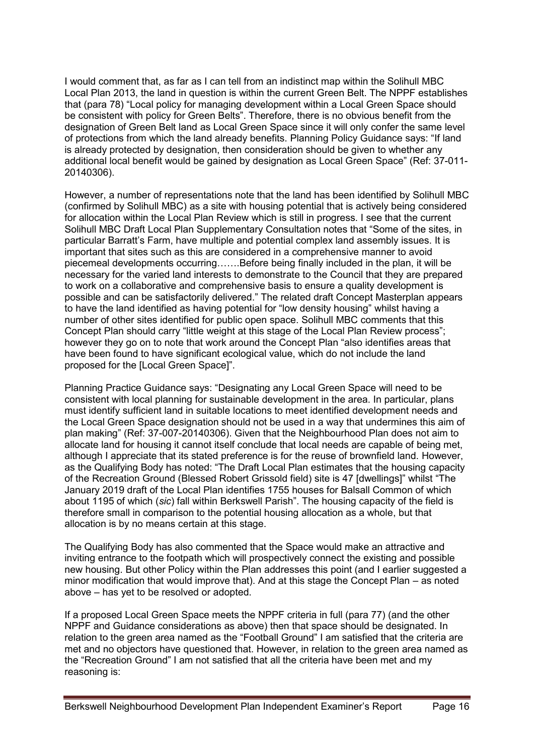I would comment that, as far as I can tell from an indistinct map within the Solihull MBC Local Plan 2013, the land in question is within the current Green Belt. The NPPF establishes that (para 78) "Local policy for managing development within a Local Green Space should be consistent with policy for Green Belts". Therefore, there is no obvious benefit from the designation of Green Belt land as Local Green Space since it will only confer the same level of protections from which the land already benefits. Planning Policy Guidance says: "If land is already protected by designation, then consideration should be given to whether any additional local benefit would be gained by designation as Local Green Space" (Ref: 37-011-20140306).

However, a number of representations note that the land has been identified by Solihull MBC (confirmed by Solihull MBC) as a site with housing potential that is actively being considered for allocation within the Local Plan Review which is still in progress. I see that the current Solihull MBC Draft Local Plan Supplementary Consultation notes that "Some of the sites, in particular Barratt's Farm, have multiple and potential complex land assembly issues. It is important that sites such as this are considered in a comprehensive manner to avoid piecemeal developments occurring…….Before being finally included in the plan, it will be necessary for the varied land interests to demonstrate to the Council that they are prepared to work on a collaborative and comprehensive basis to ensure a quality development is possible and can be satisfactorily delivered." The related draft Concept Masterplan appears to have the land identified as having potential for "low density housing" whilst having a number of other sites identified for public open space. Solihull MBC comments that this Concept Plan should carry "little weight at this stage of the Local Plan Review process"; however they go on to note that work around the Concept Plan "also identifies areas that have been found to have significant ecological value, which do not include the land proposed for the [Local Green Space]".

Planning Practice Guidance says: "Designating any Local Green Space will need to be consistent with local planning for sustainable development in the area. In particular, plans must identify sufficient land in suitable locations to meet identified development needs and the Local Green Space designation should not be used in a way that undermines this aim of plan making" (Ref: 37-007-20140306). Given that the Neighbourhood Plan does not aim to allocate land for housing it cannot itself conclude that local needs are capable of being met, although I appreciate that its stated preference is for the reuse of brownfield land. However, as the Qualifying Body has noted: "The Draft Local Plan estimates that the housing capacity of the Recreation Ground (Blessed Robert Grissold field) site is 47 [dwellings]" whilst "The January 2019 draft of the Local Plan identifies 1755 houses for Balsall Common of which about 1195 of which (*sic*) fall within Berkswell Parish". The housing capacity of the field is therefore small in comparison to the potential housing allocation as a whole, but that allocation is by no means certain at this stage.

The Qualifying Body has also commented that the Space would make an attractive and inviting entrance to the footpath which will prospectively connect the existing and possible new housing. But other Policy within the Plan addresses this point (and I earlier suggested a minor modification that would improve that). And at this stage the Concept Plan – as noted above – has yet to be resolved or adopted.

If a proposed Local Green Space meets the NPPF criteria in full (para 77) (and the other NPPF and Guidance considerations as above) then that space should be designated. In relation to the green area named as the "Football Ground" I am satisfied that the criteria are met and no objectors have questioned that. However, in relation to the green area named as the "Recreation Ground" I am not satisfied that all the criteria have been met and my reasoning is: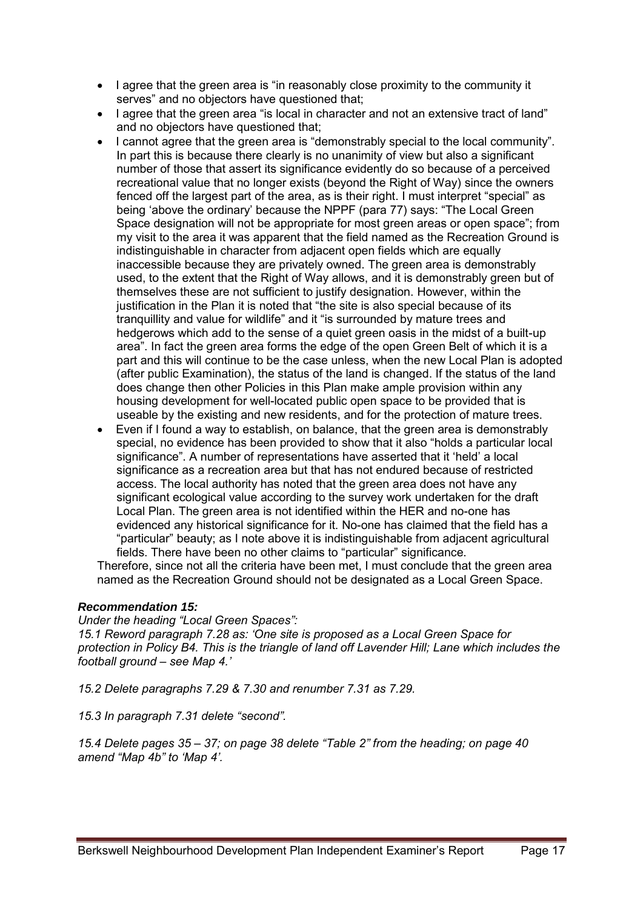- I agree that the green area is "in reasonably close proximity to the community it serves" and no objectors have questioned that;
- I agree that the green area "is local in character and not an extensive tract of land" and no objectors have questioned that;
- I cannot agree that the green area is "demonstrably special to the local community". In part this is because there clearly is no unanimity of view but also a significant number of those that assert its significance evidently do so because of a perceived recreational value that no longer exists (beyond the Right of Way) since the owners fenced off the largest part of the area, as is their right. I must interpret "special" as being 'above the ordinary' because the NPPF (para 77) says: "The Local Green Space designation will not be appropriate for most green areas or open space"; from my visit to the area it was apparent that the field named as the Recreation Ground is indistinguishable in character from adjacent open fields which are equally inaccessible because they are privately owned. The green area is demonstrably used, to the extent that the Right of Way allows, and it is demonstrably green but of themselves these are not sufficient to justify designation. However, within the justification in the Plan it is noted that "the site is also special because of its tranquillity and value for wildlife" and it "is surrounded by mature trees and hedgerows which add to the sense of a quiet green oasis in the midst of a built-up area". In fact the green area forms the edge of the open Green Belt of which it is a part and this will continue to be the case unless, when the new Local Plan is adopted (after public Examination), the status of the land is changed. If the status of the land does change then other Policies in this Plan make ample provision within any housing development for well-located public open space to be provided that is useable by the existing and new residents, and for the protection of mature trees.
- Even if I found a way to establish, on balance, that the green area is demonstrably special, no evidence has been provided to show that it also "holds a particular local significance". A number of representations have asserted that it 'held' a local significance as a recreation area but that has not endured because of restricted access. The local authority has noted that the green area does not have any significant ecological value according to the survey work undertaken for the draft Local Plan. The green area is not identified within the HER and no-one has evidenced any historical significance for it. No-one has claimed that the field has a "particular" beauty; as I note above it is indistinguishable from adjacent agricultural fields. There have been no other claims to "particular" significance.

Therefore, since not all the criteria have been met, I must conclude that the green area named as the Recreation Ground should not be designated as a Local Green Space.

***Recommendation 15:***

*Under the heading "Local Green Spaces":*

*15.1 Reword paragraph 7.28 as: 'One site is proposed as a Local Green Space for protection in Policy B4. This is the triangle of land off Lavender Hill; Lane which includes the football ground – see Map 4.'*

*15.2 Delete paragraphs 7.29 & 7.30 and renumber 7.31 as 7.29.*

*15.3 In paragraph 7.31 delete "second".*

*15.4 Delete pages 35 – 37; on page 38 delete "Table 2" from the heading; on page 40 amend "Map 4b" to 'Map 4'.*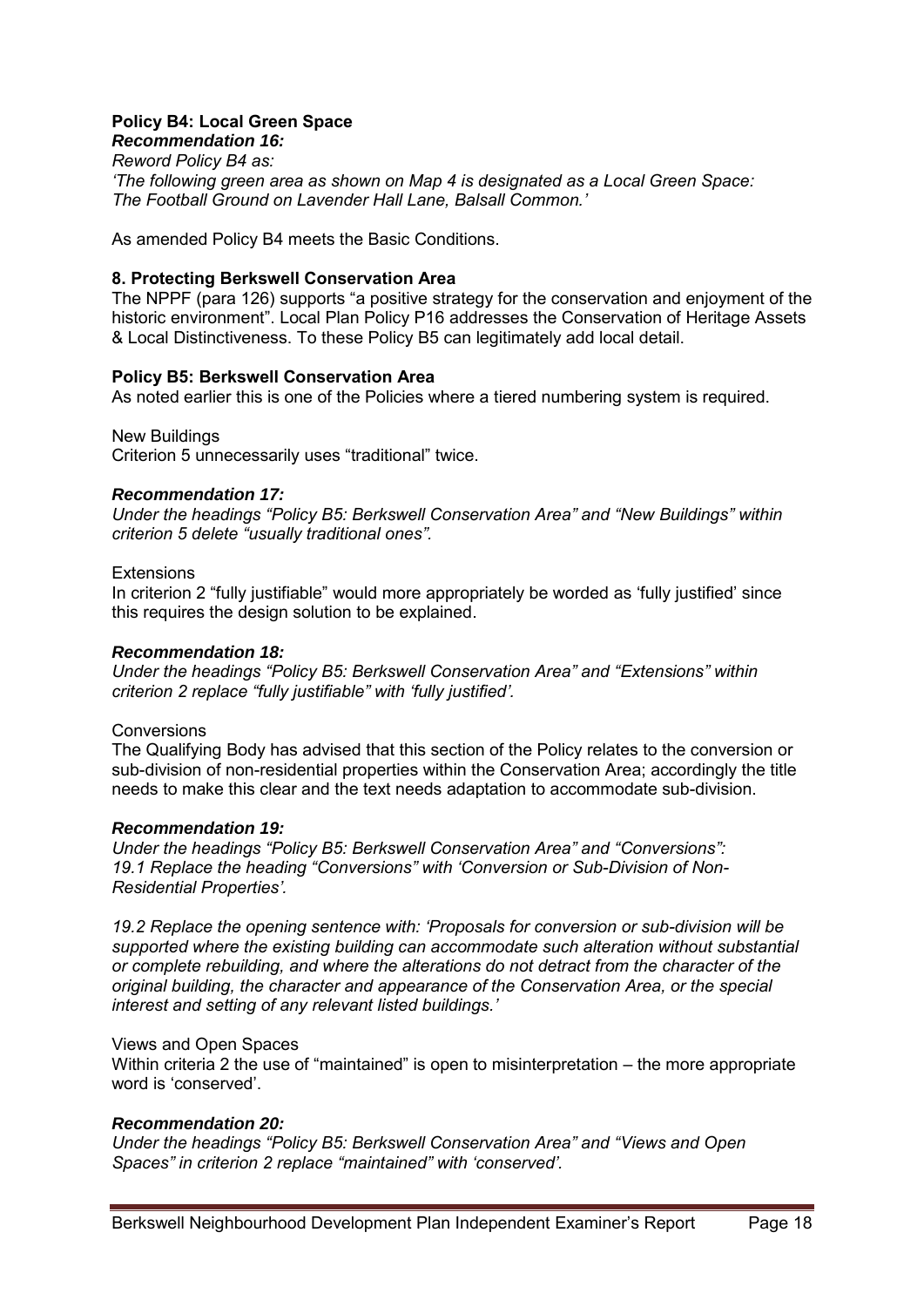### Policy B4: Local Green Space

***Recommendation 16:***

*Reword Policy B4 as:*
*'The following green area as shown on Map 4 is designated as a Local Green Space: The Football Ground on Lavender Hall Lane, Balsall Common.'*

As amended Policy B4 meets the Basic Conditions.

## 8. Protecting Berkswell Conservation Area

The NPPF (para 126) supports "a positive strategy for the conservation and enjoyment of the historic environment". Local Plan Policy P16 addresses the Conservation of Heritage Assets & Local Distinctiveness. To these Policy B5 can legitimately add local detail.

### Policy B5: Berkswell Conservation Area

As noted earlier this is one of the Policies where a tiered numbering system is required.

New Buildings
Criterion 5 unnecessarily uses "traditional" twice.

***Recommendation 17:***

*Under the headings "Policy B5: Berkswell Conservation Area" and "New Buildings" within criterion 5 delete "usually traditional ones".*

Extensions
In criterion 2 "fully justifiable" would more appropriately be worded as 'fully justified' since this requires the design solution to be explained.

***Recommendation 18:***

*Under the headings "Policy B5: Berkswell Conservation Area" and "Extensions" within criterion 2 replace "fully justifiable" with 'fully justified'.*

Conversions
The Qualifying Body has advised that this section of the Policy relates to the conversion or sub-division of non-residential properties within the Conservation Area; accordingly the title needs to make this clear and the text needs adaptation to accommodate sub-division.

***Recommendation 19:***

*Under the headings "Policy B5: Berkswell Conservation Area" and "Conversions":*
*19.1 Replace the heading "Conversions" with 'Conversion or Sub-Division of Non-Residential Properties'.*

*19.2 Replace the opening sentence with: 'Proposals for conversion or sub-division will be supported where the existing building can accommodate such alteration without substantial or complete rebuilding, and where the alterations do not detract from the character of the original building, the character and appearance of the Conservation Area, or the special interest and setting of any relevant listed buildings.'*

Views and Open Spaces
Within criteria 2 the use of "maintained" is open to misinterpretation – the more appropriate word is 'conserved'.

***Recommendation 20:***

*Under the headings "Policy B5: Berkswell Conservation Area" and "Views and Open Spaces" in criterion 2 replace "maintained" with 'conserved'.*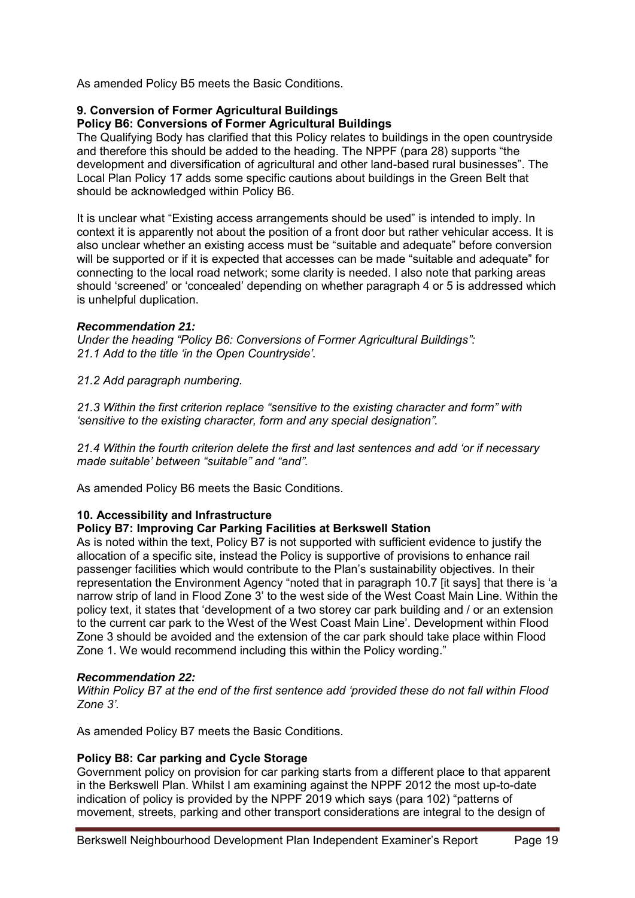As amended Policy B5 meets the Basic Conditions.

### 9. Conversion of Former Agricultural Buildings

#### Policy B6: Conversions of Former Agricultural Buildings

The Qualifying Body has clarified that this Policy relates to buildings in the open countryside and therefore this should be added to the heading. The NPPF (para 28) supports "the development and diversification of agricultural and other land-based rural businesses". The Local Plan Policy 17 adds some specific cautions about buildings in the Green Belt that should be acknowledged within Policy B6.

It is unclear what "Existing access arrangements should be used" is intended to imply. In context it is apparently not about the position of a front door but rather vehicular access. It is also unclear whether an existing access must be "suitable and adequate" before conversion will be supported or if it is expected that accesses can be made "suitable and adequate" for connecting to the local road network; some clarity is needed. I also note that parking areas should 'screened' or 'concealed' depending on whether paragraph 4 or 5 is addressed which is unhelpful duplication.

#### *Recommendation 21:*

*Under the heading "Policy B6: Conversions of Former Agricultural Buildings":*
*21.1 Add to the title 'in the Open Countryside'.*

*21.2 Add paragraph numbering.*

*21.3 Within the first criterion replace "sensitive to the existing character and form" with 'sensitive to the existing character, form and any special designation".*

*21.4 Within the fourth criterion delete the first and last sentences and add 'or if necessary made suitable' between "suitable" and "and".*

As amended Policy B6 meets the Basic Conditions.

### 10. Accessibility and Infrastructure

#### Policy B7: Improving Car Parking Facilities at Berkswell Station

As is noted within the text, Policy B7 is not supported with sufficient evidence to justify the allocation of a specific site, instead the Policy is supportive of provisions to enhance rail passenger facilities which would contribute to the Plan's sustainability objectives. In their representation the Environment Agency "noted that in paragraph 10.7 [it says] that there is 'a narrow strip of land in Flood Zone 3' to the west side of the West Coast Main Line. Within the policy text, it states that 'development of a two storey car park building and / or an extension to the current car park to the West of the West Coast Main Line'. Development within Flood Zone 3 should be avoided and the extension of the car park should take place within Flood Zone 1. We would recommend including this within the Policy wording."

#### *Recommendation 22:*

*Within Policy B7 at the end of the first sentence add 'provided these do not fall within Flood Zone 3'.*

As amended Policy B7 meets the Basic Conditions.

#### Policy B8: Car parking and Cycle Storage

Government policy on provision for car parking starts from a different place to that apparent in the Berkswell Plan. Whilst I am examining against the NPPF 2012 the most up-to-date indication of policy is provided by the NPPF 2019 which says (para 102) "patterns of movement, streets, parking and other transport considerations are integral to the design of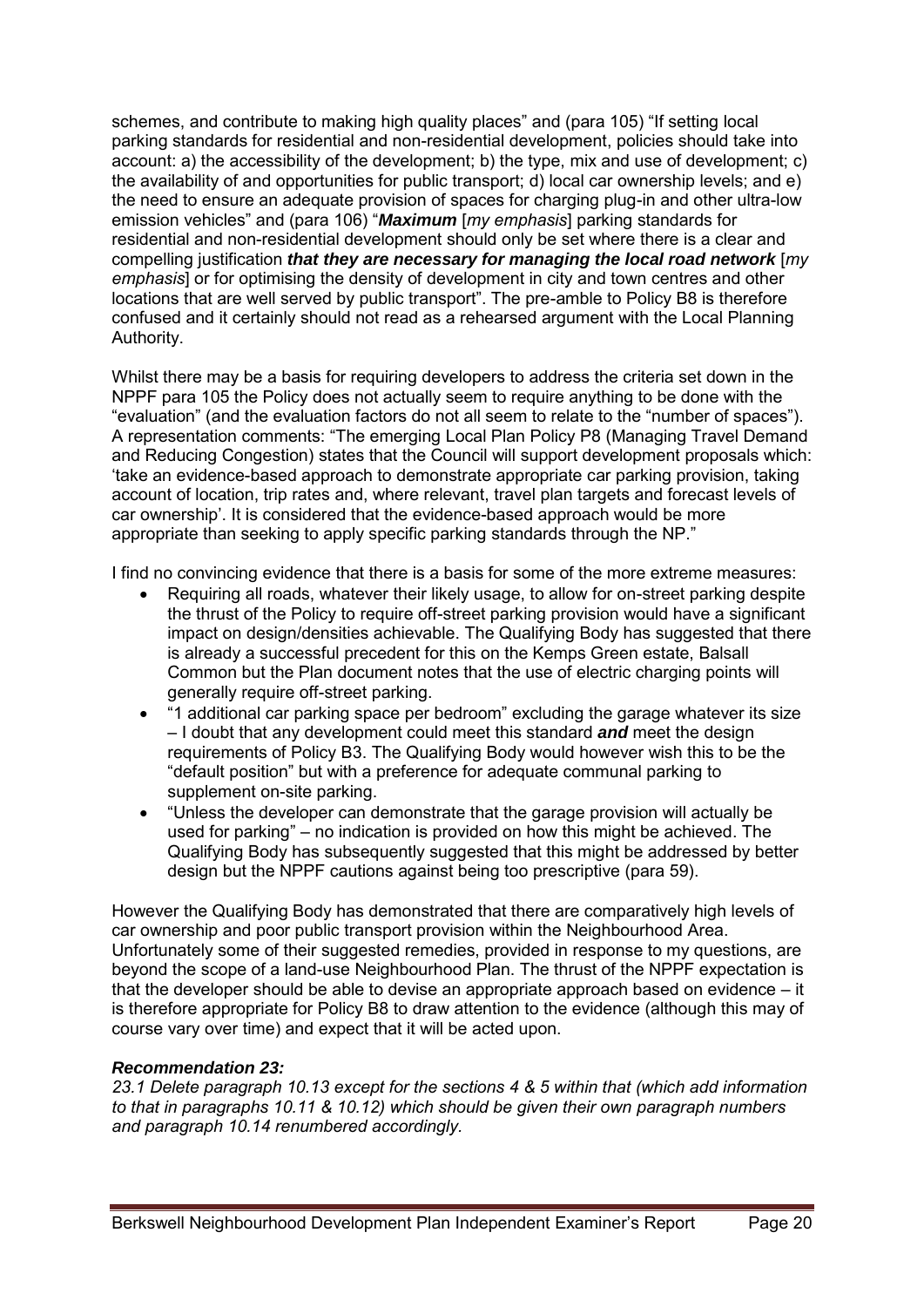schemes, and contribute to making high quality places" and (para 105) "If setting local parking standards for residential and non-residential development, policies should take into account: a) the accessibility of the development; b) the type, mix and use of development; c) the availability of and opportunities for public transport; d) local car ownership levels; and e) the need to ensure an adequate provision of spaces for charging plug-in and other ultra-low emission vehicles" and (para 106) "***Maximum*** [*my emphasis*] parking standards for residential and non-residential development should only be set where there is a clear and compelling justification ***that they are necessary for managing the local road network*** [*my emphasis*] or for optimising the density of development in city and town centres and other locations that are well served by public transport". The pre-amble to Policy B8 is therefore confused and it certainly should not read as a rehearsed argument with the Local Planning Authority.

Whilst there may be a basis for requiring developers to address the criteria set down in the NPPF para 105 the Policy does not actually seem to require anything to be done with the "evaluation" (and the evaluation factors do not all seem to relate to the "number of spaces"). A representation comments: "The emerging Local Plan Policy P8 (Managing Travel Demand and Reducing Congestion) states that the Council will support development proposals which: 'take an evidence-based approach to demonstrate appropriate car parking provision, taking account of location, trip rates and, where relevant, travel plan targets and forecast levels of car ownership'. It is considered that the evidence-based approach would be more appropriate than seeking to apply specific parking standards through the NP."

I find no convincing evidence that there is a basis for some of the more extreme measures:

- Requiring all roads, whatever their likely usage, to allow for on-street parking despite the thrust of the Policy to require off-street parking provision would have a significant impact on design/densities achievable. The Qualifying Body has suggested that there is already a successful precedent for this on the Kemps Green estate, Balsall Common but the Plan document notes that the use of electric charging points will generally require off-street parking.
- "1 additional car parking space per bedroom" excluding the garage whatever its size – I doubt that any development could meet this standard ***and*** meet the design requirements of Policy B3. The Qualifying Body would however wish this to be the "default position" but with a preference for adequate communal parking to supplement on-site parking.
- "Unless the developer can demonstrate that the garage provision will actually be used for parking" – no indication is provided on how this might be achieved. The Qualifying Body has subsequently suggested that this might be addressed by better design but the NPPF cautions against being too prescriptive (para 59).

However the Qualifying Body has demonstrated that there are comparatively high levels of car ownership and poor public transport provision within the Neighbourhood Area. Unfortunately some of their suggested remedies, provided in response to my questions, are beyond the scope of a land-use Neighbourhood Plan. The thrust of the NPPF expectation is that the developer should be able to devise an appropriate approach based on evidence – it is therefore appropriate for Policy B8 to draw attention to the evidence (although this may of course vary over time) and expect that it will be acted upon.

***Recommendation 23:***

*23.1 Delete paragraph 10.13 except for the sections 4 & 5 within that (which add information to that in paragraphs 10.11 & 10.12) which should be given their own paragraph numbers and paragraph 10.14 renumbered accordingly.*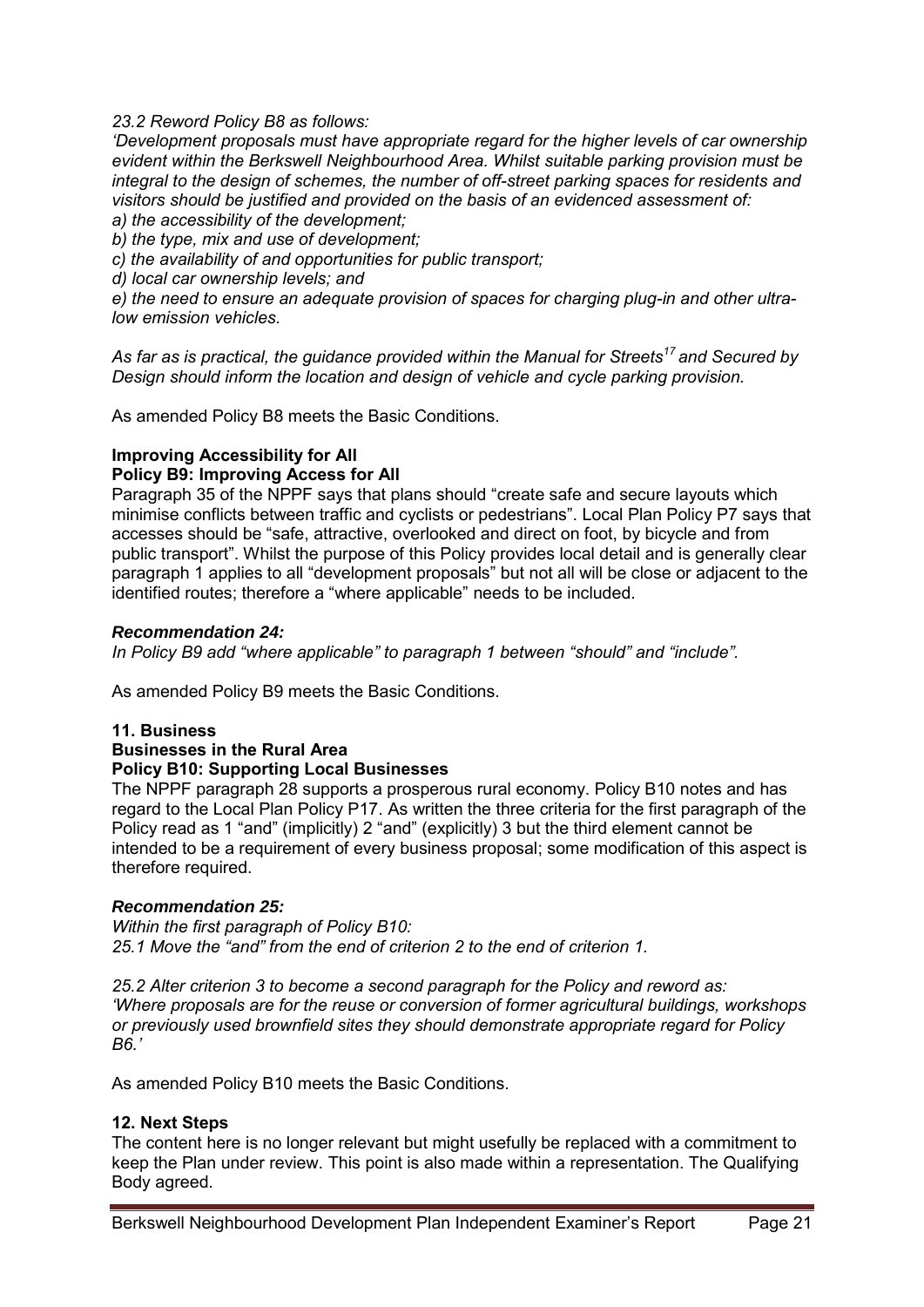*23.2 Reword Policy B8 as follows:*
*'Development proposals must have appropriate regard for the higher levels of car ownership evident within the Berkswell Neighbourhood Area. Whilst suitable parking provision must be integral to the design of schemes, the number of off-street parking spaces for residents and visitors should be justified and provided on the basis of an evidenced assessment of:*
*a) the accessibility of the development;*
*b) the type, mix and use of development;*
*c) the availability of and opportunities for public transport;*
*d) local car ownership levels; and*
*e) the need to ensure an adequate provision of spaces for charging plug-in and other ultra-low emission vehicles.*

*As far as is practical, the guidance provided within the Manual for Streets[17] and Secured by Design should inform the location and design of vehicle and cycle parking provision.*

As amended Policy B8 meets the Basic Conditions.

**Improving Accessibility for All**
**Policy B9: Improving Access for All**
Paragraph 35 of the NPPF says that plans should "create safe and secure layouts which minimise conflicts between traffic and cyclists or pedestrians". Local Plan Policy P7 says that accesses should be "safe, attractive, overlooked and direct on foot, by bicycle and from public transport". Whilst the purpose of this Policy provides local detail and is generally clear paragraph 1 applies to all "development proposals" but not all will be close or adjacent to the identified routes; therefore a "where applicable" needs to be included.

***Recommendation 24:***
*In Policy B9 add "where applicable" to paragraph 1 between "should" and "include".*

As amended Policy B9 meets the Basic Conditions.

**11. Business**
**Businesses in the Rural Area**
**Policy B10: Supporting Local Businesses**
The NPPF paragraph 28 supports a prosperous rural economy. Policy B10 notes and has regard to the Local Plan Policy P17. As written the three criteria for the first paragraph of the Policy read as 1 "and" (implicitly) 2 "and" (explicitly) 3 but the third element cannot be intended to be a requirement of every business proposal; some modification of this aspect is therefore required.

***Recommendation 25:***
*Within the first paragraph of Policy B10:*
*25.1 Move the "and" from the end of criterion 2 to the end of criterion 1.*

*25.2 Alter criterion 3 to become a second paragraph for the Policy and reword as:*
*'Where proposals are for the reuse or conversion of former agricultural buildings, workshops or previously used brownfield sites they should demonstrate appropriate regard for Policy B6.'*

As amended Policy B10 meets the Basic Conditions.

**12. Next Steps**
The content here is no longer relevant but might usefully be replaced with a commitment to keep the Plan under review. This point is also made within a representation. The Qualifying Body agreed.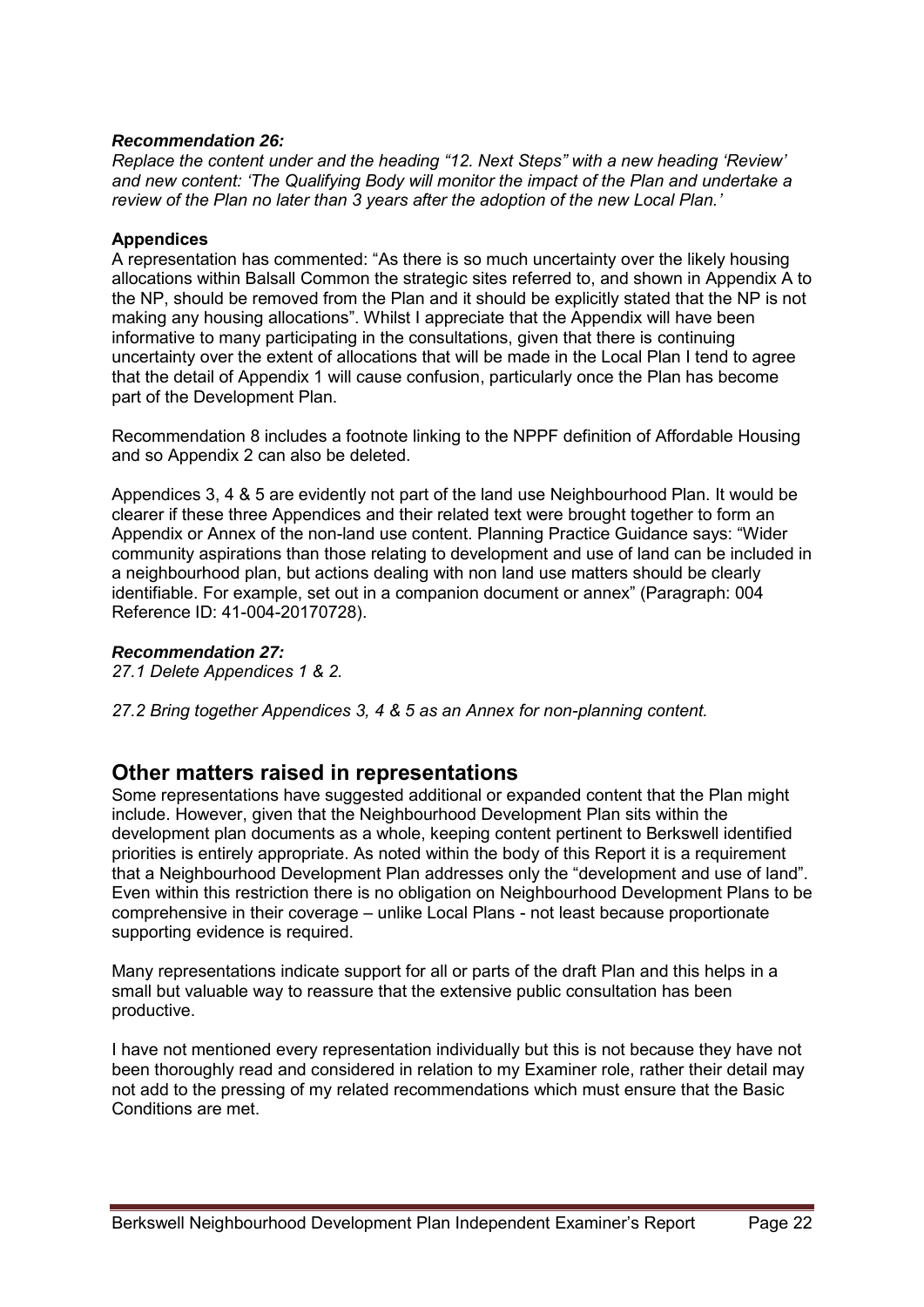***Recommendation 26:***

*Replace the content under and the heading "12. Next Steps" with a new heading 'Review' and new content: 'The Qualifying Body will monitor the impact of the Plan and undertake a review of the Plan no later than 3 years after the adoption of the new Local Plan.'*

**Appendices**

A representation has commented: "As there is so much uncertainty over the likely housing allocations within Balsall Common the strategic sites referred to, and shown in Appendix A to the NP, should be removed from the Plan and it should be explicitly stated that the NP is not making any housing allocations". Whilst I appreciate that the Appendix will have been informative to many participating in the consultations, given that there is continuing uncertainty over the extent of allocations that will be made in the Local Plan I tend to agree that the detail of Appendix 1 will cause confusion, particularly once the Plan has become part of the Development Plan.

Recommendation 8 includes a footnote linking to the NPPF definition of Affordable Housing and so Appendix 2 can also be deleted.

Appendices 3, 4 & 5 are evidently not part of the land use Neighbourhood Plan. It would be clearer if these three Appendices and their related text were brought together to form an Appendix or Annex of the non-land use content. Planning Practice Guidance says: "Wider community aspirations than those relating to development and use of land can be included in a neighbourhood plan, but actions dealing with non land use matters should be clearly identifiable. For example, set out in a companion document or annex" (Paragraph: 004 Reference ID: 41-004-20170728).

***Recommendation 27:***

*27.1 Delete Appendices 1 & 2.*

*27.2 Bring together Appendices 3, 4 & 5 as an Annex for non-planning content.*

## Other matters raised in representations

Some representations have suggested additional or expanded content that the Plan might include. However, given that the Neighbourhood Development Plan sits within the development plan documents as a whole, keeping content pertinent to Berkswell identified priorities is entirely appropriate. As noted within the body of this Report it is a requirement that a Neighbourhood Development Plan addresses only the "development and use of land". Even within this restriction there is no obligation on Neighbourhood Development Plans to be comprehensive in their coverage – unlike Local Plans - not least because proportionate supporting evidence is required.

Many representations indicate support for all or parts of the draft Plan and this helps in a small but valuable way to reassure that the extensive public consultation has been productive.

I have not mentioned every representation individually but this is not because they have not been thoroughly read and considered in relation to my Examiner role, rather their detail may not add to the pressing of my related recommendations which must ensure that the Basic Conditions are met.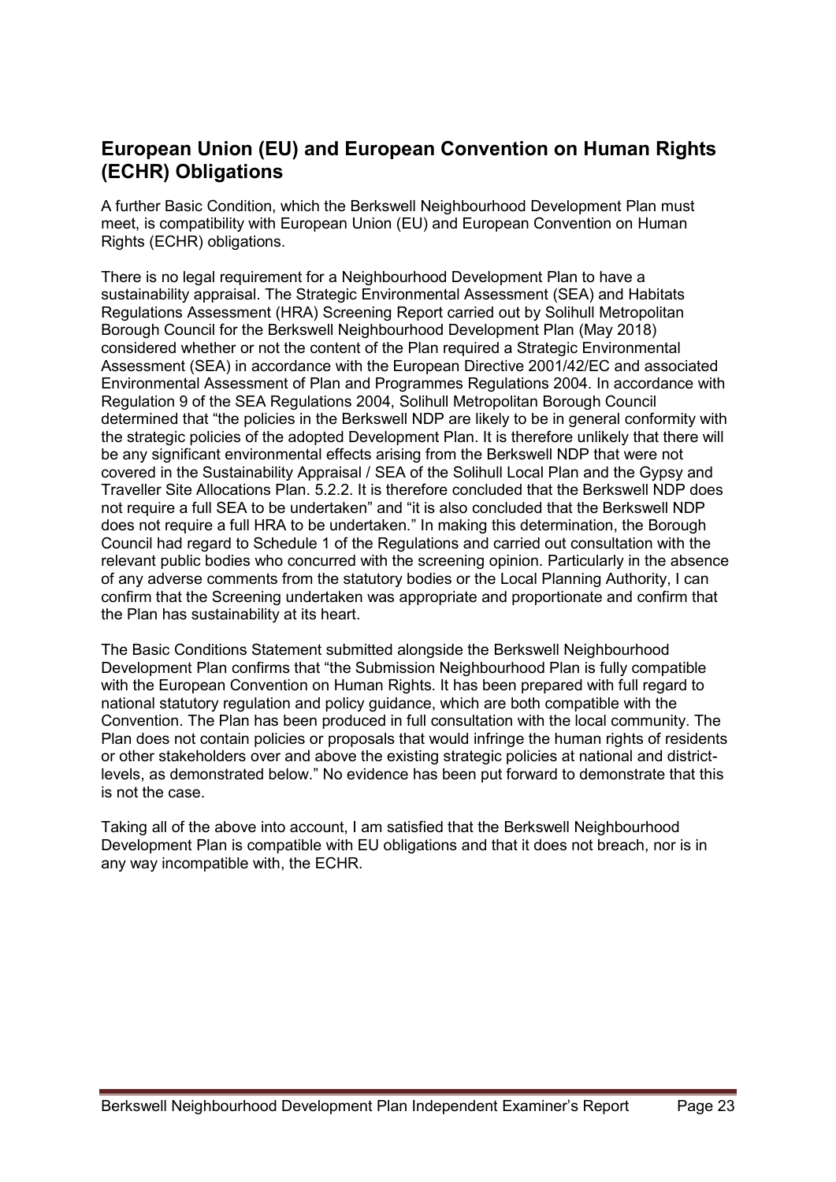## European Union (EU) and European Convention on Human Rights (ECHR) Obligations

A further Basic Condition, which the Berkswell Neighbourhood Development Plan must meet, is compatibility with European Union (EU) and European Convention on Human Rights (ECHR) obligations.

There is no legal requirement for a Neighbourhood Development Plan to have a sustainability appraisal. The Strategic Environmental Assessment (SEA) and Habitats Regulations Assessment (HRA) Screening Report carried out by Solihull Metropolitan Borough Council for the Berkswell Neighbourhood Development Plan (May 2018) considered whether or not the content of the Plan required a Strategic Environmental Assessment (SEA) in accordance with the European Directive 2001/42/EC and associated Environmental Assessment of Plan and Programmes Regulations 2004. In accordance with Regulation 9 of the SEA Regulations 2004, Solihull Metropolitan Borough Council determined that "the policies in the Berkswell NDP are likely to be in general conformity with the strategic policies of the adopted Development Plan. It is therefore unlikely that there will be any significant environmental effects arising from the Berkswell NDP that were not covered in the Sustainability Appraisal / SEA of the Solihull Local Plan and the Gypsy and Traveller Site Allocations Plan. 5.2.2. It is therefore concluded that the Berkswell NDP does not require a full SEA to be undertaken" and "it is also concluded that the Berkswell NDP does not require a full HRA to be undertaken." In making this determination, the Borough Council had regard to Schedule 1 of the Regulations and carried out consultation with the relevant public bodies who concurred with the screening opinion. Particularly in the absence of any adverse comments from the statutory bodies or the Local Planning Authority, I can confirm that the Screening undertaken was appropriate and proportionate and confirm that the Plan has sustainability at its heart.

The Basic Conditions Statement submitted alongside the Berkswell Neighbourhood Development Plan confirms that "the Submission Neighbourhood Plan is fully compatible with the European Convention on Human Rights. It has been prepared with full regard to national statutory regulation and policy guidance, which are both compatible with the Convention. The Plan has been produced in full consultation with the local community. The Plan does not contain policies or proposals that would infringe the human rights of residents or other stakeholders over and above the existing strategic policies at national and district-levels, as demonstrated below." No evidence has been put forward to demonstrate that this is not the case.

Taking all of the above into account, I am satisfied that the Berkswell Neighbourhood Development Plan is compatible with EU obligations and that it does not breach, nor is in any way incompatible with, the ECHR.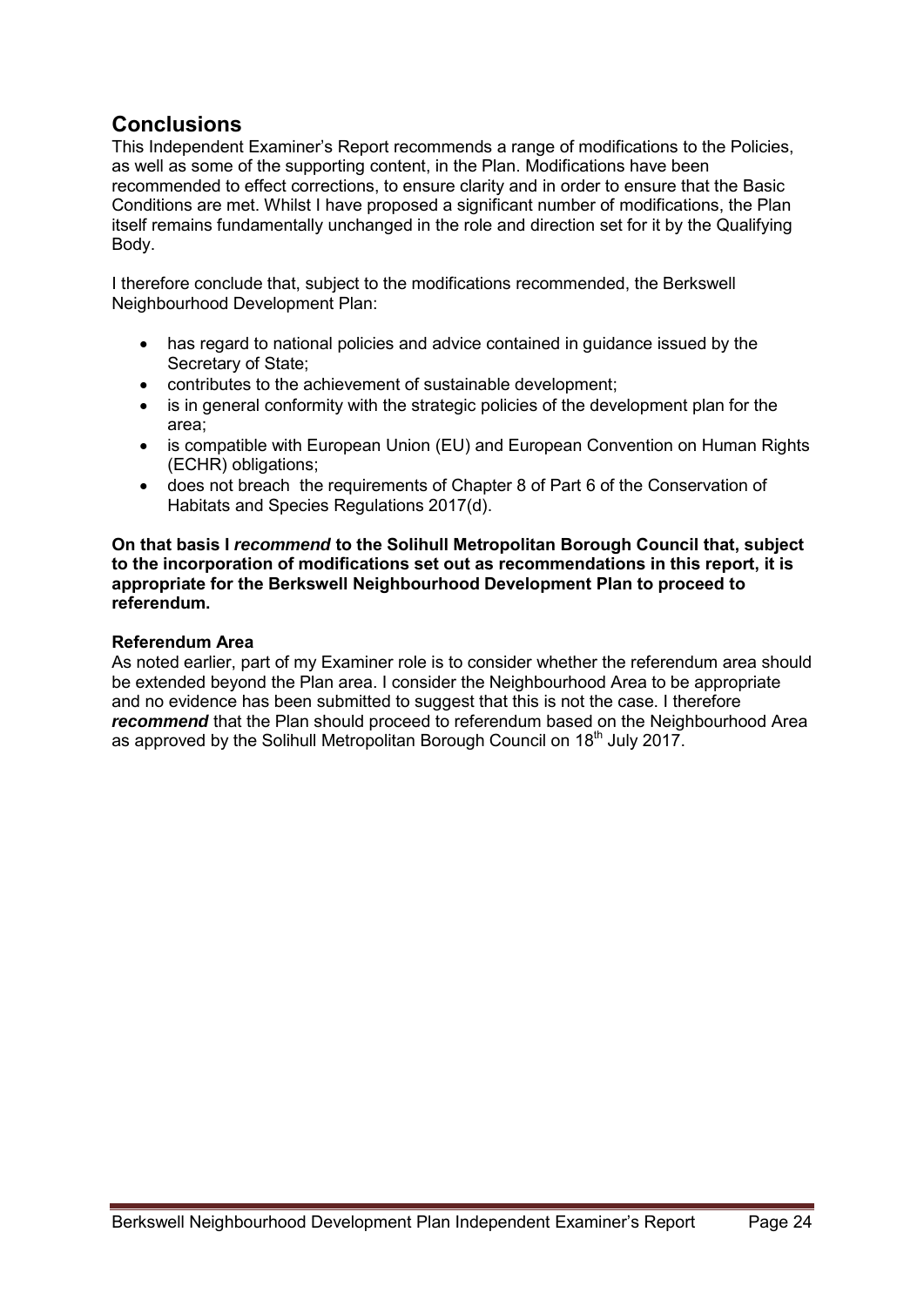## Conclusions

This Independent Examiner's Report recommends a range of modifications to the Policies, as well as some of the supporting content, in the Plan. Modifications have been recommended to effect corrections, to ensure clarity and in order to ensure that the Basic Conditions are met. Whilst I have proposed a significant number of modifications, the Plan itself remains fundamentally unchanged in the role and direction set for it by the Qualifying Body.

I therefore conclude that, subject to the modifications recommended, the Berkswell Neighbourhood Development Plan:

- has regard to national policies and advice contained in guidance issued by the Secretary of State;
- contributes to the achievement of sustainable development;
- is in general conformity with the strategic policies of the development plan for the area;
- is compatible with European Union (EU) and European Convention on Human Rights (ECHR) obligations;
- does not breach the requirements of Chapter 8 of Part 6 of the Conservation of Habitats and Species Regulations 2017(d).

**On that basis I *recommend* to the Solihull Metropolitan Borough Council that, subject to the incorporation of modifications set out as recommendations in this report, it is appropriate for the Berkswell Neighbourhood Development Plan to proceed to referendum.**

**Referendum Area**

As noted earlier, part of my Examiner role is to consider whether the referendum area should be extended beyond the Plan area. I consider the Neighbourhood Area to be appropriate and no evidence has been submitted to suggest that this is not the case. I therefore ***recommend*** that the Plan should proceed to referendum based on the Neighbourhood Area as approved by the Solihull Metropolitan Borough Council on 18th July 2017.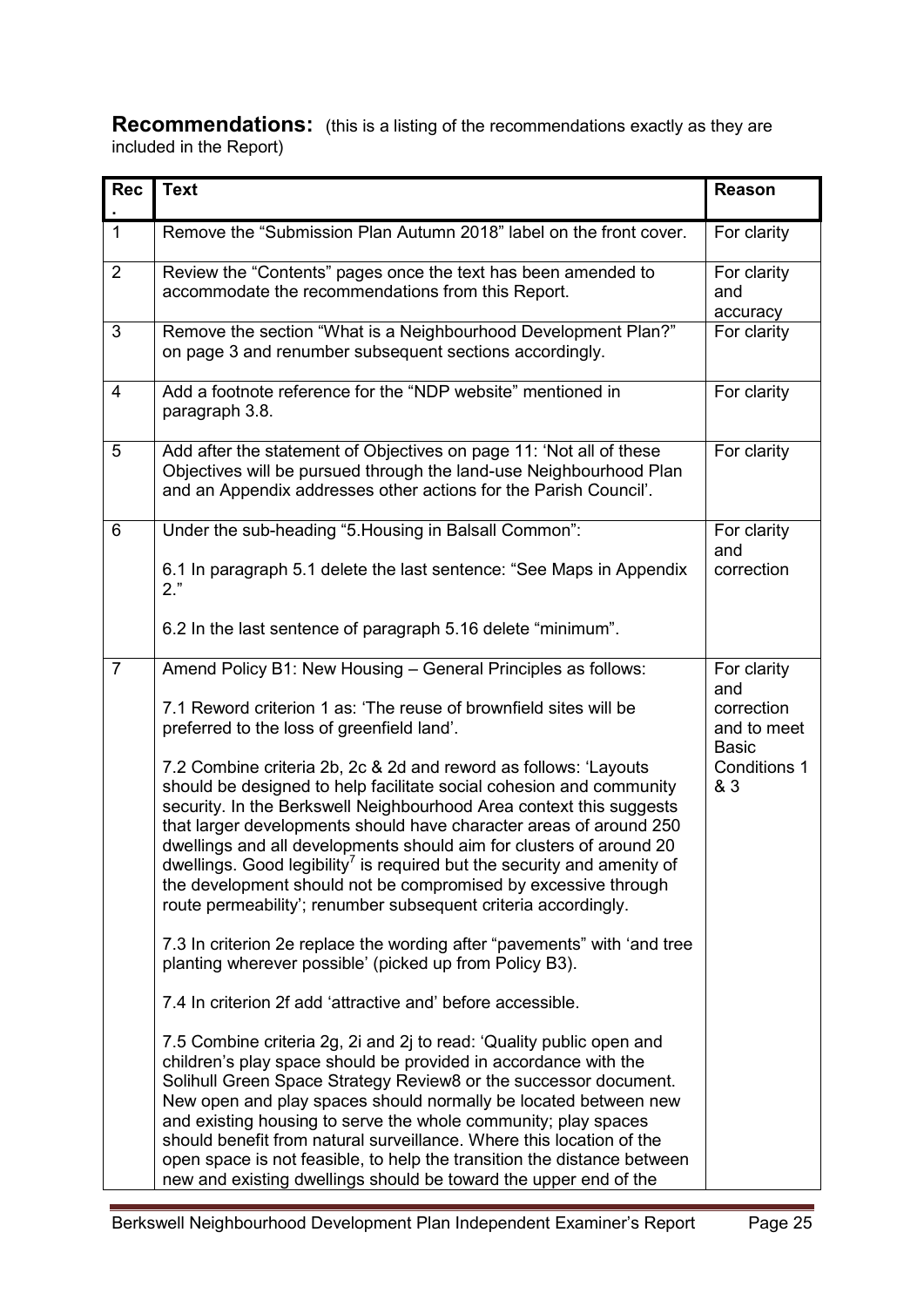**Recommendations:** (this is a listing of the recommendations exactly as they are included in the Report)

| Rec. | Text | Reason |
|---|---|---|
| 1 | Remove the "Submission Plan Autumn 2018" label on the front cover. | For clarity |
| 2 | Review the "Contents" pages once the text has been amended to accommodate the recommendations from this Report. | For clarity and accuracy |
| 3 | Remove the section "What is a Neighbourhood Development Plan?" on page 3 and renumber subsequent sections accordingly. | For clarity |
| 4 | Add a footnote reference for the "NDP website" mentioned in paragraph 3.8. | For clarity |
| 5 | Add after the statement of Objectives on page 11: 'Not all of these Objectives will be pursued through the land-use Neighbourhood Plan and an Appendix addresses other actions for the Parish Council'. | For clarity |
| 6 | Under the sub-heading "5.Housing in Balsall Common":<br><br>6.1 In paragraph 5.1 delete the last sentence: "See Maps in Appendix 2."<br><br>6.2 In the last sentence of paragraph 5.16 delete "minimum". | For clarity and correction |
| 7 | Amend Policy B1: New Housing – General Principles as follows:<br><br>7.1 Reword criterion 1 as: 'The reuse of brownfield sites will be preferred to the loss of greenfield land'.<br><br>7.2 Combine criteria 2b, 2c & 2d and reword as follows: 'Layouts should be designed to help facilitate social cohesion and community security. In the Berkswell Neighbourhood Area context this suggests that larger developments should have character areas of around 250 dwellings and all developments should aim for clusters of around 20 dwellings. Good legibility[7] is required but the security and amenity of the development should not be compromised by excessive through route permeability'; renumber subsequent criteria accordingly.<br><br>7.3 In criterion 2e replace the wording after "pavements" with 'and tree planting wherever possible' (picked up from Policy B3).<br><br>7.4 In criterion 2f add 'attractive and' before accessible.<br><br>7.5 Combine criteria 2g, 2i and 2j to read: 'Quality public open and children's play space should be provided in accordance with the Solihull Green Space Strategy Review8 or the successor document. New open and play spaces should normally be located between new and existing housing to serve the whole community; play spaces should benefit from natural surveillance. Where this location of the open space is not feasible, to help the transition the distance between new and existing dwellings should be toward the upper end of the | For clarity and correction and to meet Basic Conditions 1 & 3 |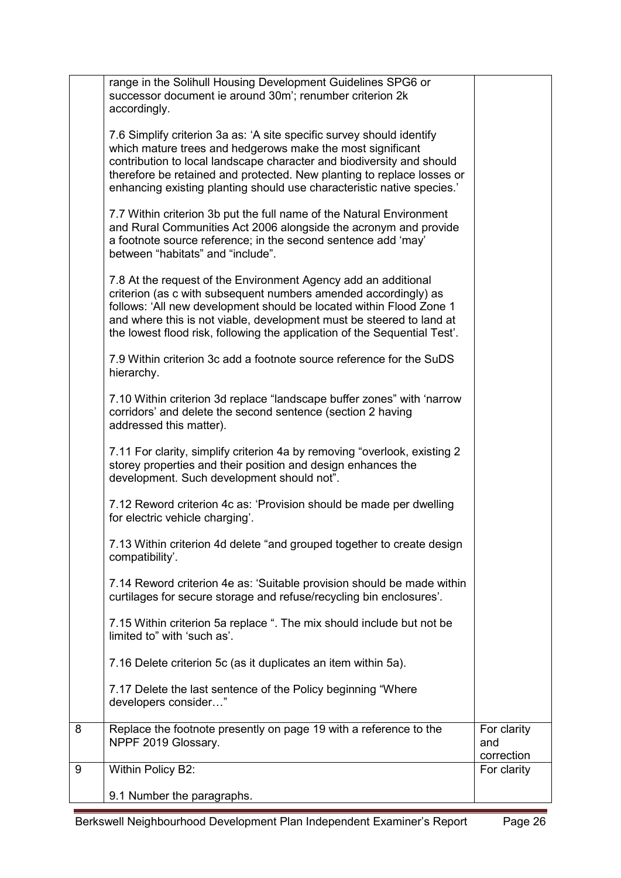| | | |
|---|---|---|
| | range in the Solihull Housing Development Guidelines SPG6 or successor document ie around 30m'; renumber criterion 2k accordingly.<br><br>7.6 Simplify criterion 3a as: 'A site specific survey should identify which mature trees and hedgerows make the most significant contribution to local landscape character and biodiversity and should therefore be retained and protected. New planting to replace losses or enhancing existing planting should use characteristic native species.'<br><br>7.7 Within criterion 3b put the full name of the Natural Environment and Rural Communities Act 2006 alongside the acronym and provide a footnote source reference; in the second sentence add 'may' between "habitats" and "include".<br><br>7.8 At the request of the Environment Agency add an additional criterion (as c with subsequent numbers amended accordingly) as follows: 'All new development should be located within Flood Zone 1 and where this is not viable, development must be steered to land at the lowest flood risk, following the application of the Sequential Test'.<br><br>7.9 Within criterion 3c add a footnote source reference for the SuDS hierarchy.<br><br>7.10 Within criterion 3d replace "landscape buffer zones" with 'narrow corridors' and delete the second sentence (section 2 having addressed this matter).<br><br>7.11 For clarity, simplify criterion 4a by removing "overlook, existing 2 storey properties and their position and design enhances the development. Such development should not".<br><br>7.12 Reword criterion 4c as: 'Provision should be made per dwelling for electric vehicle charging'.<br><br>7.13 Within criterion 4d delete "and grouped together to create design compatibility'.<br><br>7.14 Reword criterion 4e as: 'Suitable provision should be made within curtilages for secure storage and refuse/recycling bin enclosures'.<br><br>7.15 Within criterion 5a replace ". The mix should include but not be limited to" with 'such as'.<br><br>7.16 Delete criterion 5c (as it duplicates an item within 5a).<br><br>7.17 Delete the last sentence of the Policy beginning "Where developers consider…" | |
| 8 | Replace the footnote presently on page 19 with a reference to the NPPF 2019 Glossary. | For clarity and correction |
| 9 | Within Policy B2:<br><br>9.1 Number the paragraphs. | For clarity |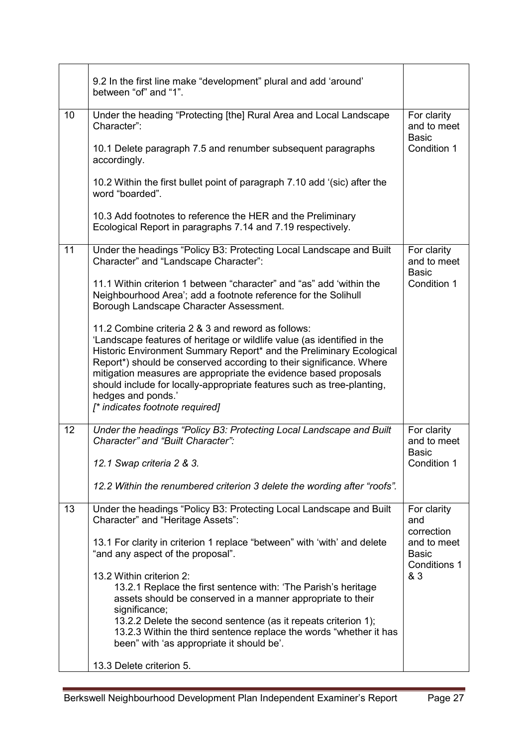| | | |
|---|---|---|
| | 9.2 In the first line make "development" plural and add 'around' between "of" and "1". | |
| 10 | Under the heading "Protecting [the] Rural Area and Local Landscape Character":<br><br>10.1 Delete paragraph 7.5 and renumber subsequent paragraphs accordingly.<br><br>10.2 Within the first bullet point of paragraph 7.10 add '(sic) after the word "boarded".<br><br>10.3 Add footnotes to reference the HER and the Preliminary Ecological Report in paragraphs 7.14 and 7.19 respectively. | For clarity and to meet Basic Condition 1 |
| 11 | Under the headings "Policy B3: Protecting Local Landscape and Built Character" and "Landscape Character":<br><br>11.1 Within criterion 1 between "character" and "as" add 'within the Neighbourhood Area'; add a footnote reference for the Solihull Borough Landscape Character Assessment.<br><br>11.2 Combine criteria 2 & 3 and reword as follows:<br>'Landscape features of heritage or wildlife value (as identified in the Historic Environment Summary Report* and the Preliminary Ecological Report*) should be conserved according to their significance. Where mitigation measures are appropriate the evidence based proposals should include for locally-appropriate features such as tree-planting, hedges and ponds.'<br>*[* indicates footnote required]* | For clarity and to meet Basic Condition 1 |
| 12 | *Under the headings "Policy B3: Protecting Local Landscape and Built Character" and "Built Character":*<br><br>*12.1 Swap criteria 2 & 3.*<br><br>*12.2 Within the renumbered criterion 3 delete the wording after "roofs".* | For clarity and to meet Basic Condition 1 |
| 13 | Under the headings "Policy B3: Protecting Local Landscape and Built Character" and "Heritage Assets":<br><br>13.1 For clarity in criterion 1 replace "between" with 'with' and delete "and any aspect of the proposal".<br><br>13.2 Within criterion 2:<br>13.2.1 Replace the first sentence with: 'The Parish's heritage assets should be conserved in a manner appropriate to their significance;<br>13.2.2 Delete the second sentence (as it repeats criterion 1);<br>13.2.3 Within the third sentence replace the words "whether it has been" with 'as appropriate it should be'.<br><br>13.3 Delete criterion 5. | For clarity and correction and to meet Basic Conditions 1 & 3 |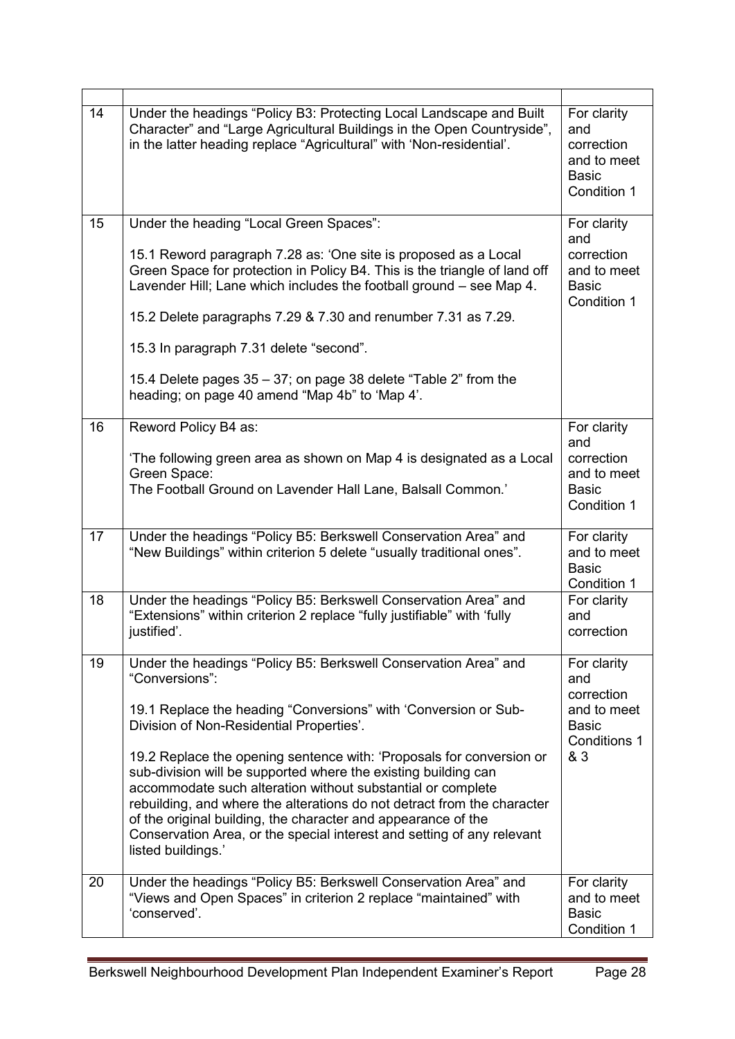| | | |
|---|---|---|
| 14 | Under the headings "Policy B3: Protecting Local Landscape and Built Character" and "Large Agricultural Buildings in the Open Countryside", in the latter heading replace "Agricultural" with 'Non-residential'. | For clarity and correction and to meet Basic Condition 1 |
| 15 | Under the heading "Local Green Spaces":<br><br>15.1 Reword paragraph 7.28 as: 'One site is proposed as a Local Green Space for protection in Policy B4. This is the triangle of land off Lavender Hill; Lane which includes the football ground – see Map 4.<br><br>15.2 Delete paragraphs 7.29 & 7.30 and renumber 7.31 as 7.29.<br><br>15.3 In paragraph 7.31 delete "second".<br><br>15.4 Delete pages 35 – 37; on page 38 delete "Table 2" from the heading; on page 40 amend "Map 4b" to 'Map 4'. | For clarity and correction and to meet Basic Condition 1 |
| 16 | Reword Policy B4 as:<br><br>'The following green area as shown on Map 4 is designated as a Local Green Space:<br>The Football Ground on Lavender Hall Lane, Balsall Common.' | For clarity and correction and to meet Basic Condition 1 |
| 17 | Under the headings "Policy B5: Berkswell Conservation Area" and "New Buildings" within criterion 5 delete "usually traditional ones". | For clarity and to meet Basic Condition 1 |
| 18 | Under the headings "Policy B5: Berkswell Conservation Area" and "Extensions" within criterion 2 replace "fully justifiable" with 'fully justified'. | For clarity and correction |
| 19 | Under the headings "Policy B5: Berkswell Conservation Area" and "Conversions":<br><br>19.1 Replace the heading "Conversions" with 'Conversion or Sub-Division of Non-Residential Properties'.<br><br>19.2 Replace the opening sentence with: 'Proposals for conversion or sub-division will be supported where the existing building can accommodate such alteration without substantial or complete rebuilding, and where the alterations do not detract from the character of the original building, the character and appearance of the Conservation Area, or the special interest and setting of any relevant listed buildings.' | For clarity and correction and to meet Basic Conditions 1 & 3 |
| 20 | Under the headings "Policy B5: Berkswell Conservation Area" and "Views and Open Spaces" in criterion 2 replace "maintained" with 'conserved'. | For clarity and to meet Basic Condition 1 |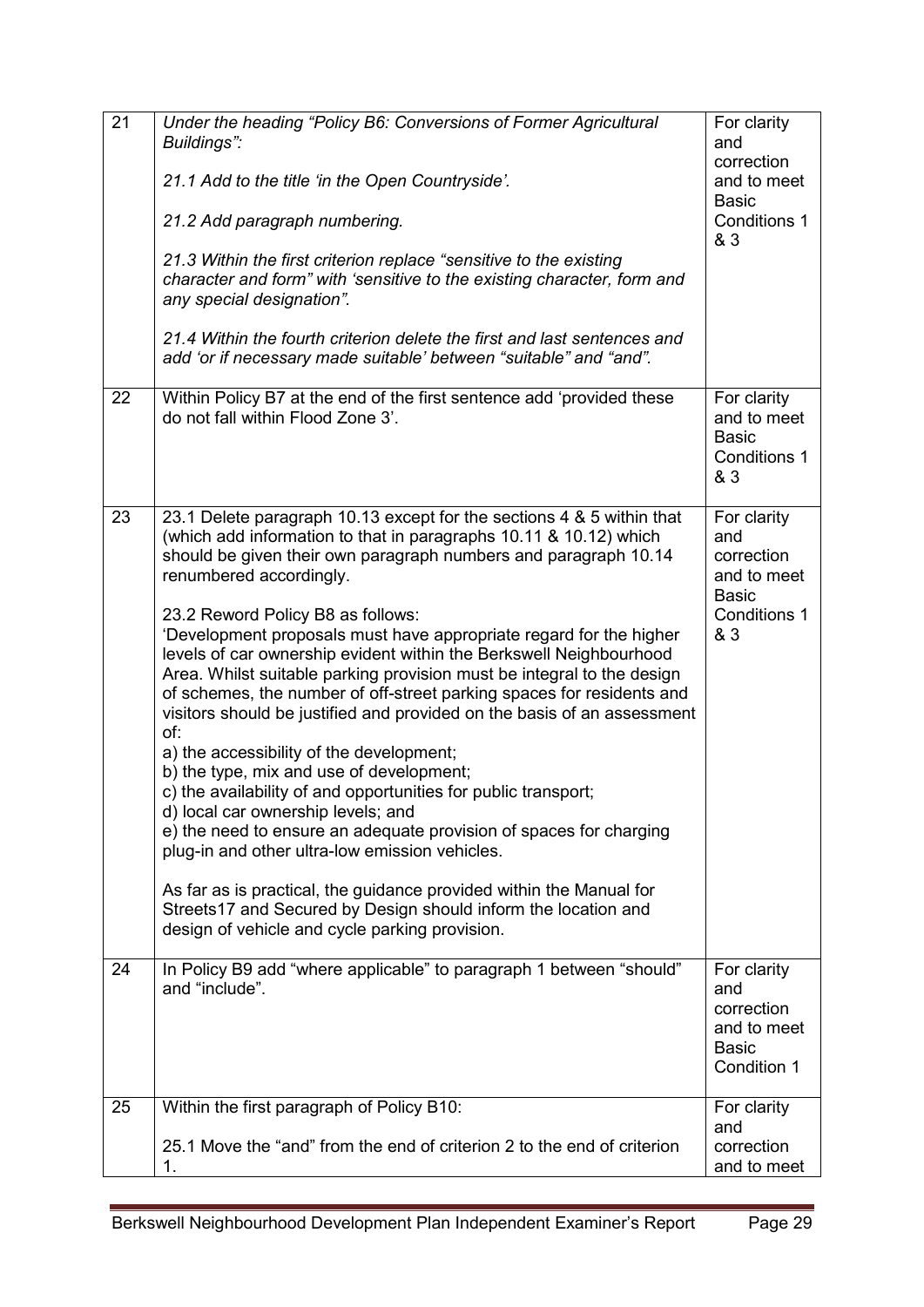| 21 | *Under the heading "Policy B6: Conversions of Former Agricultural Buildings":*<br><br>*21.1 Add to the title 'in the Open Countryside'.*<br><br>*21.2 Add paragraph numbering.*<br><br>*21.3 Within the first criterion replace "sensitive to the existing character and form" with 'sensitive to the existing character, form and any special designation".*<br><br>*21.4 Within the fourth criterion delete the first and last sentences and add 'or if necessary made suitable' between "suitable" and "and".* | For clarity and correction and to meet Basic Conditions 1 & 3 |
|---|---|---|
| 22 | Within Policy B7 at the end of the first sentence add 'provided these do not fall within Flood Zone 3'. | For clarity and to meet Basic Conditions 1 & 3 |
| 23 | 23.1 Delete paragraph 10.13 except for the sections 4 & 5 within that (which add information to that in paragraphs 10.11 & 10.12) which should be given their own paragraph numbers and paragraph 10.14 renumbered accordingly.<br><br>23.2 Reword Policy B8 as follows:<br>'Development proposals must have appropriate regard for the higher levels of car ownership evident within the Berkswell Neighbourhood Area. Whilst suitable parking provision must be integral to the design of schemes, the number of off-street parking spaces for residents and visitors should be justified and provided on the basis of an assessment of:<br>a) the accessibility of the development;<br>b) the type, mix and use of development;<br>c) the availability of and opportunities for public transport;<br>d) local car ownership levels; and<br>e) the need to ensure an adequate provision of spaces for charging plug-in and other ultra-low emission vehicles.<br><br>As far as is practical, the guidance provided within the Manual for Streets17 and Secured by Design should inform the location and design of vehicle and cycle parking provision. | For clarity and correction and to meet Basic Conditions 1 & 3 |
| 24 | In Policy B9 add "where applicable" to paragraph 1 between "should" and "include". | For clarity and correction and to meet Basic Condition 1 |
| 25 | Within the first paragraph of Policy B10:<br><br>25.1 Move the "and" from the end of criterion 2 to the end of criterion 1. | For clarity and correction and to meet |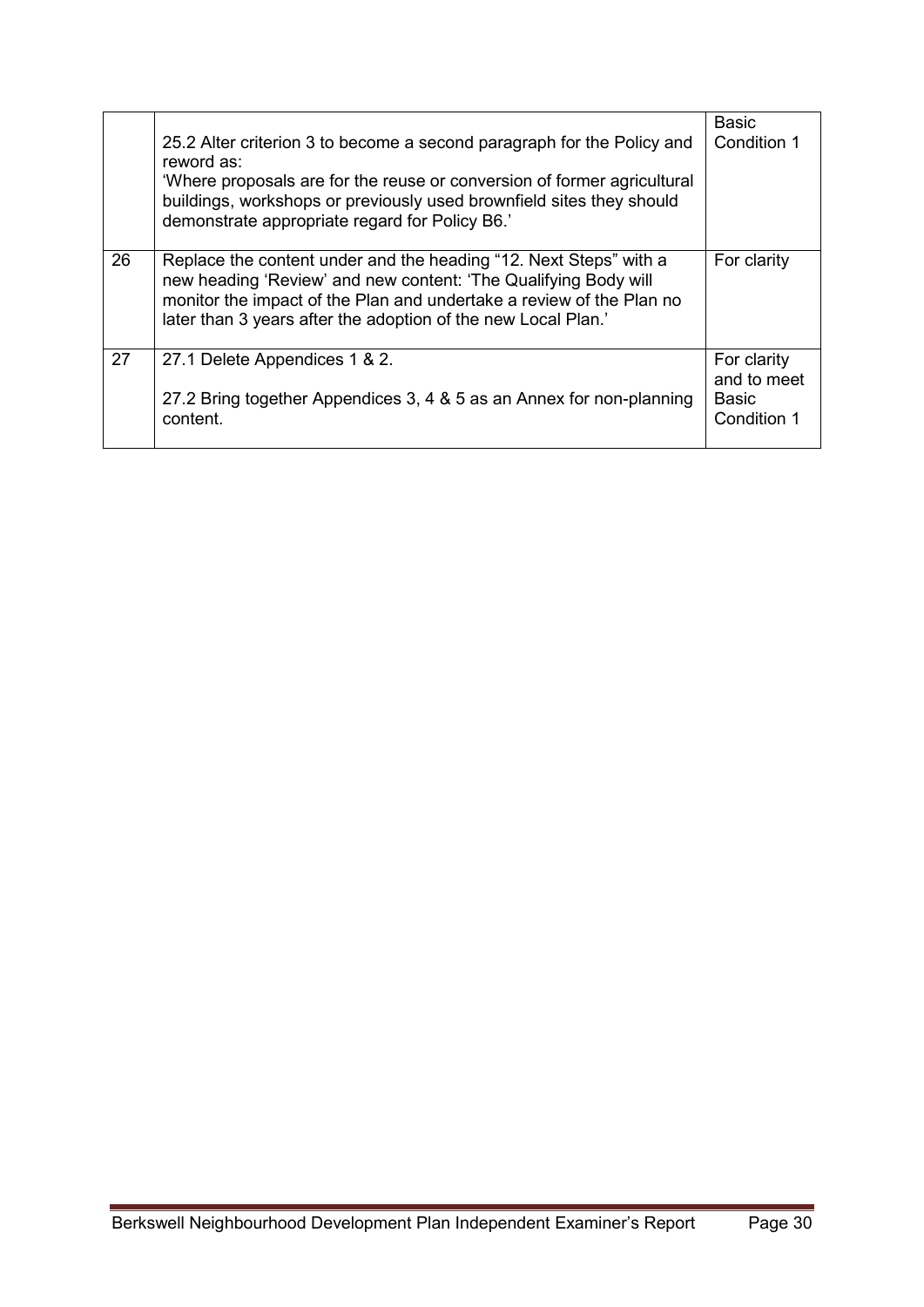| | | |
|---|---|---|
| | 25.2 Alter criterion 3 to become a second paragraph for the Policy and reword as:<br>'Where proposals are for the reuse or conversion of former agricultural buildings, workshops or previously used brownfield sites they should demonstrate appropriate regard for Policy B6.' | Basic Condition 1 |
| 26 | Replace the content under and the heading "12. Next Steps" with a new heading 'Review' and new content: 'The Qualifying Body will monitor the impact of the Plan and undertake a review of the Plan no later than 3 years after the adoption of the new Local Plan.' | For clarity |
| 27 | 27.1 Delete Appendices 1 & 2.<br><br>27.2 Bring together Appendices 3, 4 & 5 as an Annex for non-planning content. | For clarity and to meet Basic Condition 1 |